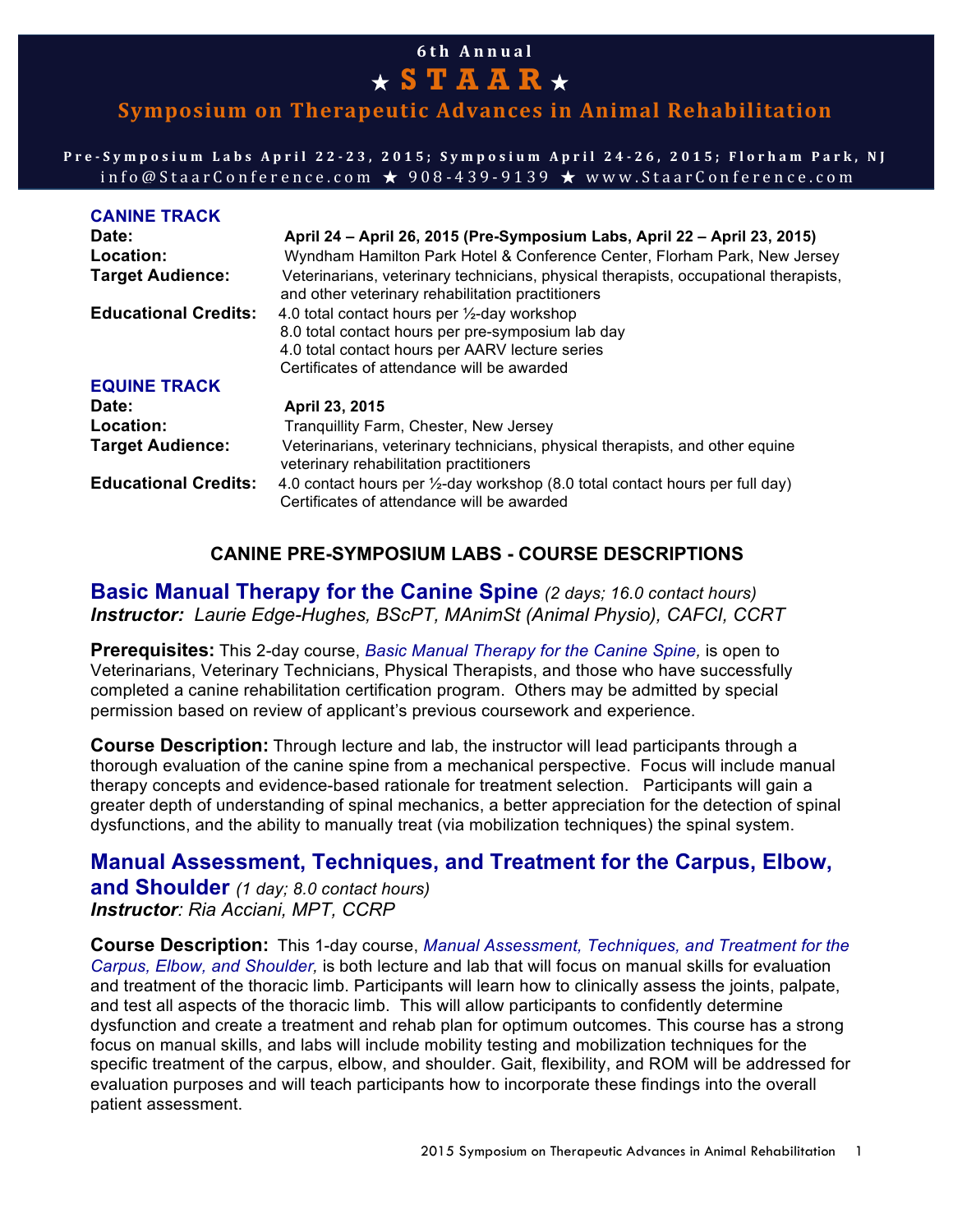# 6th Annual ★ STAAR ★

## Symposium on Therapeutic Advances in Animal Rehabilitation

**Pre-Symposium Labs April 22-23, 2015; Symposium April 24-26, 2015; Florham Park, NJ**

info@StaarConference.com ★ 908-439-9139 ★ www.StaarConference.com

### CANINE TRACK

**Date:** **April 24 – April 26, 2015 (Pre-Symposium Labs, April 22 – April 23, 2015)**

**Location:** Wyndham Hamilton Park Hotel & Conference Center, Florham Park, New Jersey

**Target Audience:** Veterinarians, veterinary technicians, physical therapists, occupational therapists, and other veterinary rehabilitation practitioners

**Educational Credits:** 4.0 total contact hours per ½-day workshop
8.0 total contact hours per pre-symposium lab day
4.0 total contact hours per AARV lecture series
Certificates of attendance will be awarded

### EQUINE TRACK

**Date:** **April 23, 2015**

**Location:** Tranquillity Farm, Chester, New Jersey

**Target Audience:** Veterinarians, veterinary technicians, physical therapists, and other equine veterinary rehabilitation practitioners

**Educational Credits:** 4.0 contact hours per ½-day workshop (8.0 total contact hours per full day)
Certificates of attendance will be awarded

## CANINE PRE-SYMPOSIUM LABS - COURSE DESCRIPTIONS

### Basic Manual Therapy for the Canine Spine *(2 days; 16.0 contact hours)*

***Instructor:** Laurie Edge-Hughes, BScPT, MAnimSt (Animal Physio), CAFCI, CCRT*

**Prerequisites:** This 2-day course, *Basic Manual Therapy for the Canine Spine,* is open to Veterinarians, Veterinary Technicians, Physical Therapists, and those who have successfully completed a canine rehabilitation certification program. Others may be admitted by special permission based on review of applicant's previous coursework and experience.

**Course Description:** Through lecture and lab, the instructor will lead participants through a thorough evaluation of the canine spine from a mechanical perspective. Focus will include manual therapy concepts and evidence-based rationale for treatment selection. Participants will gain a greater depth of understanding of spinal mechanics, a better appreciation for the detection of spinal dysfunctions, and the ability to manually treat (via mobilization techniques) the spinal system.

### Manual Assessment, Techniques, and Treatment for the Carpus, Elbow, and Shoulder *(1 day; 8.0 contact hours)*

***Instructor**: Ria Acciani, MPT, CCRP*

**Course Description:** This 1-day course, *Manual Assessment, Techniques, and Treatment for the Carpus, Elbow, and Shoulder,* is both lecture and lab that will focus on manual skills for evaluation and treatment of the thoracic limb. Participants will learn how to clinically assess the joints, palpate, and test all aspects of the thoracic limb. This will allow participants to confidently determine dysfunction and create a treatment and rehab plan for optimum outcomes. This course has a strong focus on manual skills, and labs will include mobility testing and mobilization techniques for the specific treatment of the carpus, elbow, and shoulder. Gait, flexibility, and ROM will be addressed for evaluation purposes and will teach participants how to incorporate these findings into the overall patient assessment.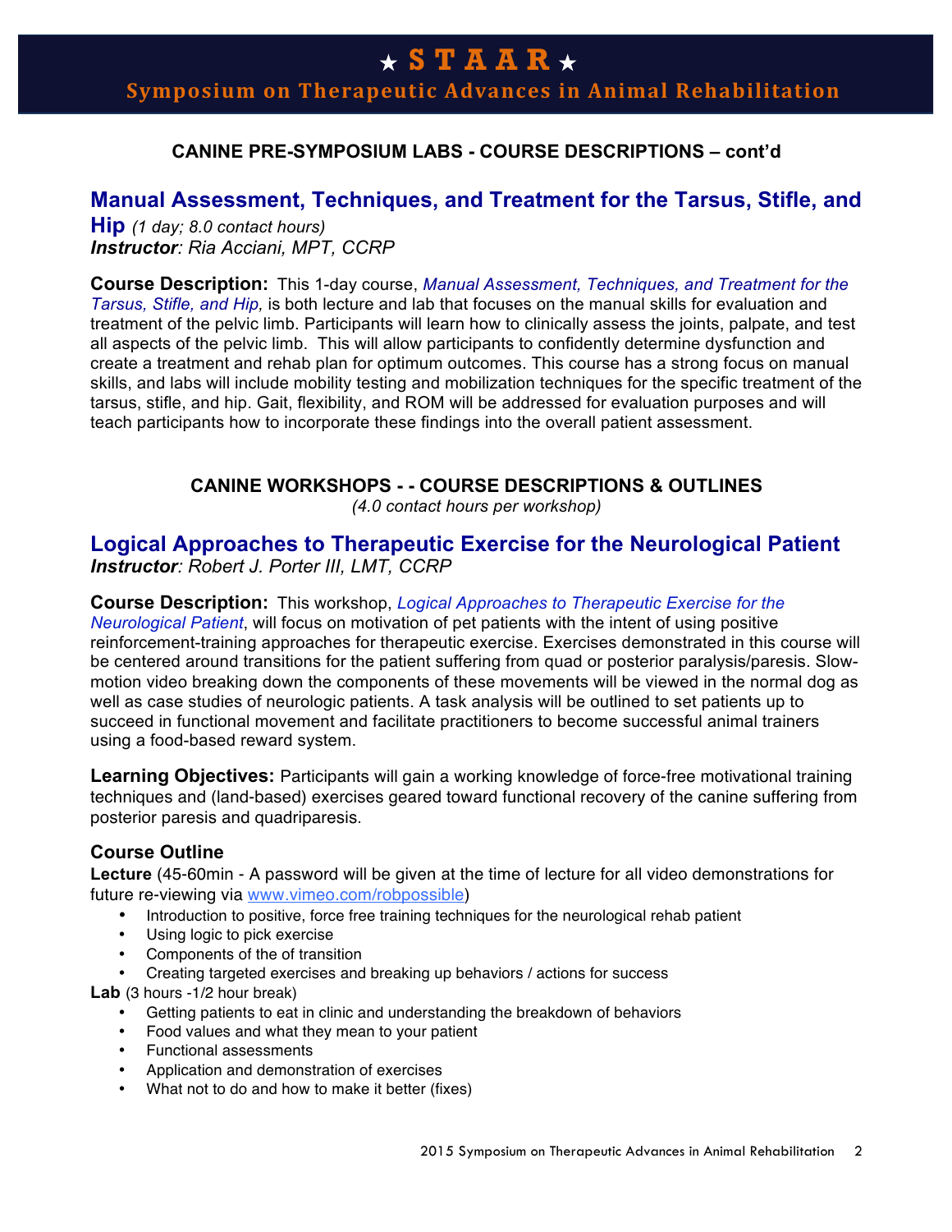# ★ STAAR ★
## Symposium on Therapeutic Advances in Animal Rehabilitation

### CANINE PRE-SYMPOSIUM LABS - COURSE DESCRIPTIONS – cont'd

## Manual Assessment, Techniques, and Treatment for the Tarsus, Stifle, and Hip *(1 day; 8.0 contact hours)*

***Instructor**: Ria Acciani, MPT, CCRP*

**Course Description:** This 1-day course, *Manual Assessment, Techniques, and Treatment for the Tarsus, Stifle, and Hip,* is both lecture and lab that focuses on the manual skills for evaluation and treatment of the pelvic limb. Participants will learn how to clinically assess the joints, palpate, and test all aspects of the pelvic limb. This will allow participants to confidently determine dysfunction and create a treatment and rehab plan for optimum outcomes. This course has a strong focus on manual skills, and labs will include mobility testing and mobilization techniques for the specific treatment of the tarsus, stifle, and hip. Gait, flexibility, and ROM will be addressed for evaluation purposes and will teach participants how to incorporate these findings into the overall patient assessment.

### CANINE WORKSHOPS - - COURSE DESCRIPTIONS & OUTLINES

*(4.0 contact hours per workshop)*

## Logical Approaches to Therapeutic Exercise for the Neurological Patient

***Instructor**: Robert J. Porter III, LMT, CCRP*

**Course Description:** This workshop, *Logical Approaches to Therapeutic Exercise for the Neurological Patient*, will focus on motivation of pet patients with the intent of using positive reinforcement-training approaches for therapeutic exercise. Exercises demonstrated in this course will be centered around transitions for the patient suffering from quad or posterior paralysis/paresis. Slow-motion video breaking down the components of these movements will be viewed in the normal dog as well as case studies of neurologic patients. A task analysis will be outlined to set patients up to succeed in functional movement and facilitate practitioners to become successful animal trainers using a food-based reward system.

**Learning Objectives:** Participants will gain a working knowledge of force-free motivational training techniques and (land-based) exercises geared toward functional recovery of the canine suffering from posterior paresis and quadriparesis.

### Course Outline

**Lecture** (45-60min - A password will be given at the time of lecture for all video demonstrations for future re-viewing via www.vimeo.com/robpossible)

- Introduction to positive, force free training techniques for the neurological rehab patient
- Using logic to pick exercise
- Components of the of transition
- Creating targeted exercises and breaking up behaviors / actions for success

**Lab** (3 hours -1/2 hour break)

- Getting patients to eat in clinic and understanding the breakdown of behaviors
- Food values and what they mean to your patient
- Functional assessments
- Application and demonstration of exercises
- What not to do and how to make it better (fixes)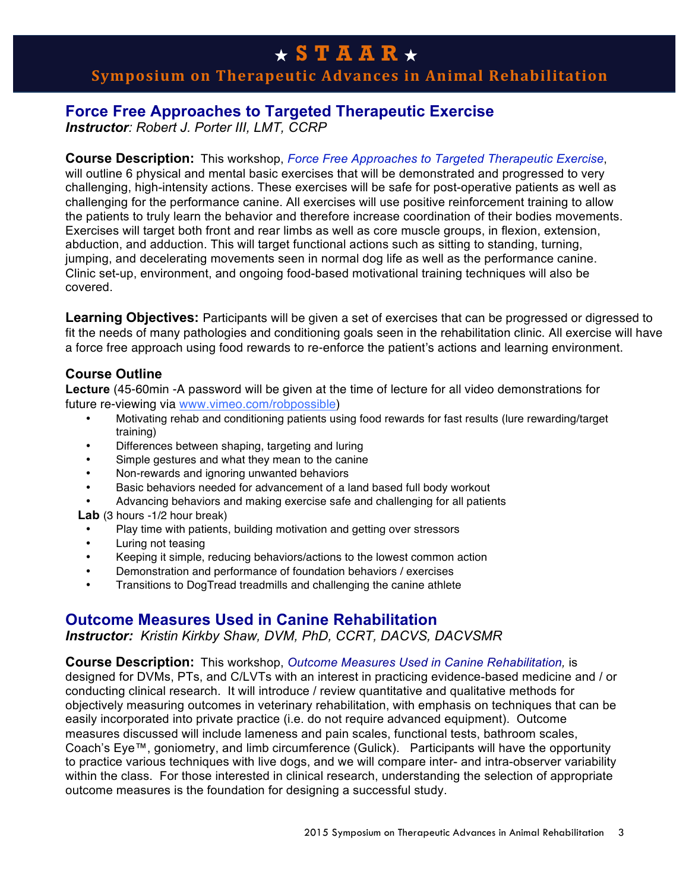## Force Free Approaches to Targeted Therapeutic Exercise

***Instructor**: Robert J. Porter III, LMT, CCRP*

**Course Description:** This workshop, *Force Free Approaches to Targeted Therapeutic Exercise*, will outline 6 physical and mental basic exercises that will be demonstrated and progressed to very challenging, high-intensity actions. These exercises will be safe for post-operative patients as well as challenging for the performance canine. All exercises will use positive reinforcement training to allow the patients to truly learn the behavior and therefore increase coordination of their bodies movements. Exercises will target both front and rear limbs as well as core muscle groups, in flexion, extension, abduction, and adduction. This will target functional actions such as sitting to standing, turning, jumping, and decelerating movements seen in normal dog life as well as the performance canine. Clinic set-up, environment, and ongoing food-based motivational training techniques will also be covered.

**Learning Objectives:** Participants will be given a set of exercises that can be progressed or digressed to fit the needs of many pathologies and conditioning goals seen in the rehabilitation clinic. All exercise will have a force free approach using food rewards to re-enforce the patient's actions and learning environment.

### Course Outline

**Lecture** (45-60min -A password will be given at the time of lecture for all video demonstrations for future re-viewing via www.vimeo.com/robpossible)

- Motivating rehab and conditioning patients using food rewards for fast results (lure rewarding/target training)
- Differences between shaping, targeting and luring
- Simple gestures and what they mean to the canine
- Non-rewards and ignoring unwanted behaviors
- Basic behaviors needed for advancement of a land based full body workout
- Advancing behaviors and making exercise safe and challenging for all patients

**Lab** (3 hours -1/2 hour break)

- Play time with patients, building motivation and getting over stressors
- Luring not teasing
- Keeping it simple, reducing behaviors/actions to the lowest common action
- Demonstration and performance of foundation behaviors / exercises
- Transitions to DogTread treadmills and challenging the canine athlete

## Outcome Measures Used in Canine Rehabilitation

***Instructor:** Kristin Kirkby Shaw, DVM, PhD, CCRT, DACVS, DACVSMR*

**Course Description:** This workshop, *Outcome Measures Used in Canine Rehabilitation,* is designed for DVMs, PTs, and C/LVTs with an interest in practicing evidence-based medicine and / or conducting clinical research. It will introduce / review quantitative and qualitative methods for objectively measuring outcomes in veterinary rehabilitation, with emphasis on techniques that can be easily incorporated into private practice (i.e. do not require advanced equipment). Outcome measures discussed will include lameness and pain scales, functional tests, bathroom scales, Coach's Eye™, goniometry, and limb circumference (Gulick). Participants will have the opportunity to practice various techniques with live dogs, and we will compare inter- and intra-observer variability within the class. For those interested in clinical research, understanding the selection of appropriate outcome measures is the foundation for designing a successful study.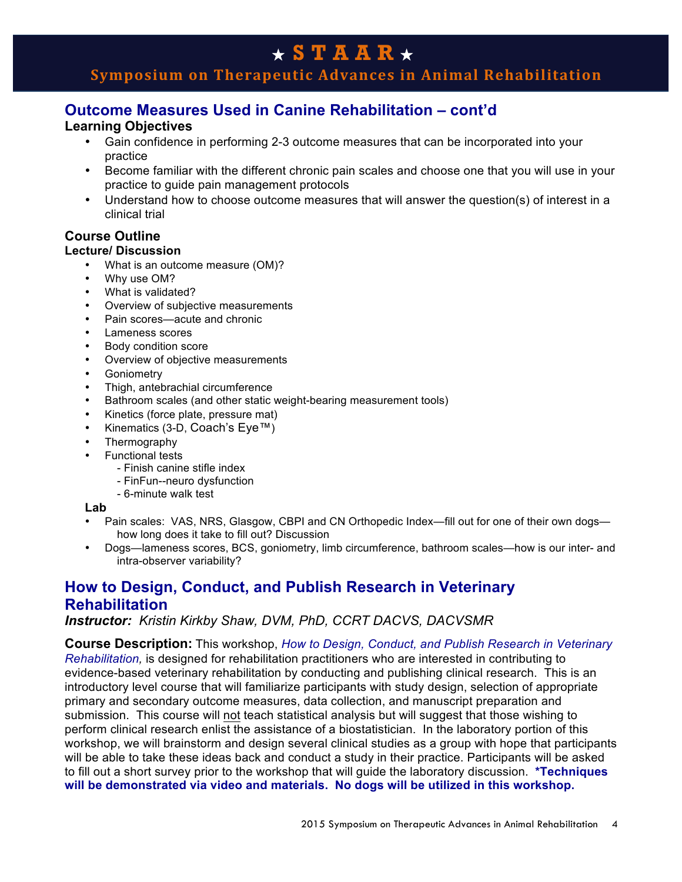## Outcome Measures Used in Canine Rehabilitation – cont'd

**Learning Objectives**

- Gain confidence in performing 2-3 outcome measures that can be incorporated into your practice
- Become familiar with the different chronic pain scales and choose one that you will use in your practice to guide pain management protocols
- Understand how to choose outcome measures that will answer the question(s) of interest in a clinical trial

**Course Outline**

**Lecture/ Discussion**

- What is an outcome measure (OM)?
- Why use OM?
- What is validated?
- Overview of subjective measurements
- Pain scores—acute and chronic
- Lameness scores
- Body condition score
- Overview of objective measurements
- Goniometry
- Thigh, antebrachial circumference
- Bathroom scales (and other static weight-bearing measurement tools)
- Kinetics (force plate, pressure mat)
- Kinematics (3-D, Coach's Eye™)
- Thermography
- Functional tests
  - Finish canine stifle index
  - FinFun--neuro dysfunction
  - 6-minute walk test

**Lab**

- Pain scales: VAS, NRS, Glasgow, CBPI and CN Orthopedic Index—fill out for one of their own dogs—how long does it take to fill out? Discussion
- Dogs—lameness scores, BCS, goniometry, limb circumference, bathroom scales—how is our inter- and intra-observer variability?

## How to Design, Conduct, and Publish Research in Veterinary Rehabilitation

***Instructor:*** *Kristin Kirkby Shaw, DVM, PhD, CCRT DACVS, DACVSMR*

**Course Description:** This workshop, *How to Design, Conduct, and Publish Research in Veterinary Rehabilitation,* is designed for rehabilitation practitioners who are interested in contributing to evidence-based veterinary rehabilitation by conducting and publishing clinical research. This is an introductory level course that will familiarize participants with study design, selection of appropriate primary and secondary outcome measures, data collection, and manuscript preparation and submission. This course will not teach statistical analysis but will suggest that those wishing to perform clinical research enlist the assistance of a biostatistician. In the laboratory portion of this workshop, we will brainstorm and design several clinical studies as a group with hope that participants will be able to take these ideas back and conduct a study in their practice. Participants will be asked to fill out a short survey prior to the workshop that will guide the laboratory discussion. **\*Techniques will be demonstrated via video and materials. No dogs will be utilized in this workshop.**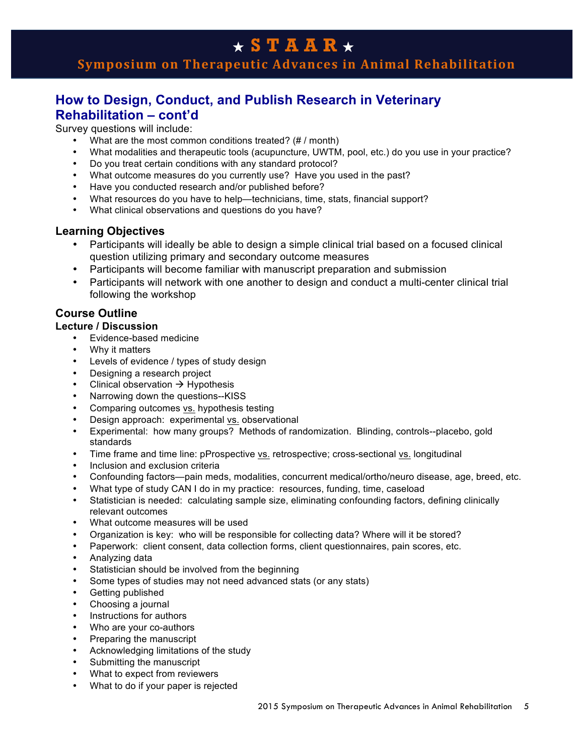## How to Design, Conduct, and Publish Research in Veterinary Rehabilitation – cont'd

Survey questions will include:

- What are the most common conditions treated? (# / month)
- What modalities and therapeutic tools (acupuncture, UWTM, pool, etc.) do you use in your practice?
- Do you treat certain conditions with any standard protocol?
- What outcome measures do you currently use? Have you used in the past?
- Have you conducted research and/or published before?
- What resources do you have to help—technicians, time, stats, financial support?
- What clinical observations and questions do you have?

### Learning Objectives

- Participants will ideally be able to design a simple clinical trial based on a focused clinical question utilizing primary and secondary outcome measures
- Participants will become familiar with manuscript preparation and submission
- Participants will network with one another to design and conduct a multi-center clinical trial following the workshop

### Course Outline

**Lecture / Discussion**

- Evidence-based medicine
- Why it matters
- Levels of evidence / types of study design
- Designing a research project
- Clinical observation → Hypothesis
- Narrowing down the questions--KISS
- Comparing outcomes vs. hypothesis testing
- Design approach: experimental vs. observational
- Experimental: how many groups? Methods of randomization. Blinding, controls--placebo, gold standards
- Time frame and time line: pProspective vs. retrospective; cross-sectional vs. longitudinal
- Inclusion and exclusion criteria
- Confounding factors—pain meds, modalities, concurrent medical/ortho/neuro disease, age, breed, etc.
- What type of study CAN I do in my practice: resources, funding, time, caseload
- Statistician is needed: calculating sample size, eliminating confounding factors, defining clinically relevant outcomes
- What outcome measures will be used
- Organization is key: who will be responsible for collecting data? Where will it be stored?
- Paperwork: client consent, data collection forms, client questionnaires, pain scores, etc.
- Analyzing data
- Statistician should be involved from the beginning
- Some types of studies may not need advanced stats (or any stats)
- Getting published
- Choosing a journal
- Instructions for authors
- Who are your co-authors
- Preparing the manuscript
- Acknowledging limitations of the study
- Submitting the manuscript
- What to expect from reviewers
- What to do if your paper is rejected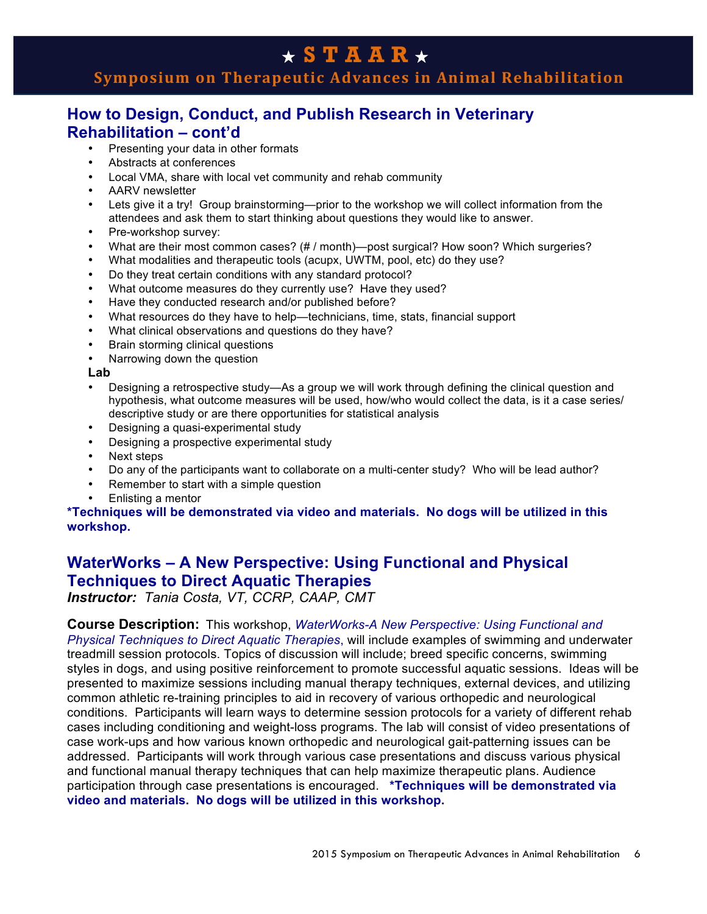## How to Design, Conduct, and Publish Research in Veterinary Rehabilitation – cont'd

- Presenting your data in other formats
- Abstracts at conferences
- Local VMA, share with local vet community and rehab community
- AARV newsletter
- Lets give it a try! Group brainstorming—prior to the workshop we will collect information from the attendees and ask them to start thinking about questions they would like to answer.
- Pre-workshop survey:
- What are their most common cases? (# / month)—post surgical? How soon? Which surgeries?
- What modalities and therapeutic tools (acupx, UWTM, pool, etc) do they use?
- Do they treat certain conditions with any standard protocol?
- What outcome measures do they currently use? Have they used?
- Have they conducted research and/or published before?
- What resources do they have to help—technicians, time, stats, financial support
- What clinical observations and questions do they have?
- Brain storming clinical questions
- Narrowing down the question

**Lab**

- Designing a retrospective study—As a group we will work through defining the clinical question and hypothesis, what outcome measures will be used, how/who would collect the data, is it a case series/ descriptive study or are there opportunities for statistical analysis
- Designing a quasi-experimental study
- Designing a prospective experimental study
- Next steps
- Do any of the participants want to collaborate on a multi-center study? Who will be lead author?
- Remember to start with a simple question
- Enlisting a mentor

**\*Techniques will be demonstrated via video and materials. No dogs will be utilized in this workshop.**

## WaterWorks – A New Perspective: Using Functional and Physical Techniques to Direct Aquatic Therapies

***Instructor:*** *Tania Costa, VT, CCRP, CAAP, CMT*

**Course Description:** This workshop, *WaterWorks-A New Perspective: Using Functional and Physical Techniques to Direct Aquatic Therapies*, will include examples of swimming and underwater treadmill session protocols. Topics of discussion will include; breed specific concerns, swimming styles in dogs, and using positive reinforcement to promote successful aquatic sessions. Ideas will be presented to maximize sessions including manual therapy techniques, external devices, and utilizing common athletic re-training principles to aid in recovery of various orthopedic and neurological conditions. Participants will learn ways to determine session protocols for a variety of different rehab cases including conditioning and weight-loss programs. The lab will consist of video presentations of case work-ups and how various known orthopedic and neurological gait-patterning issues can be addressed. Participants will work through various case presentations and discuss various physical and functional manual therapy techniques that can help maximize therapeutic plans. Audience participation through case presentations is encouraged. **\*Techniques will be demonstrated via video and materials. No dogs will be utilized in this workshop.**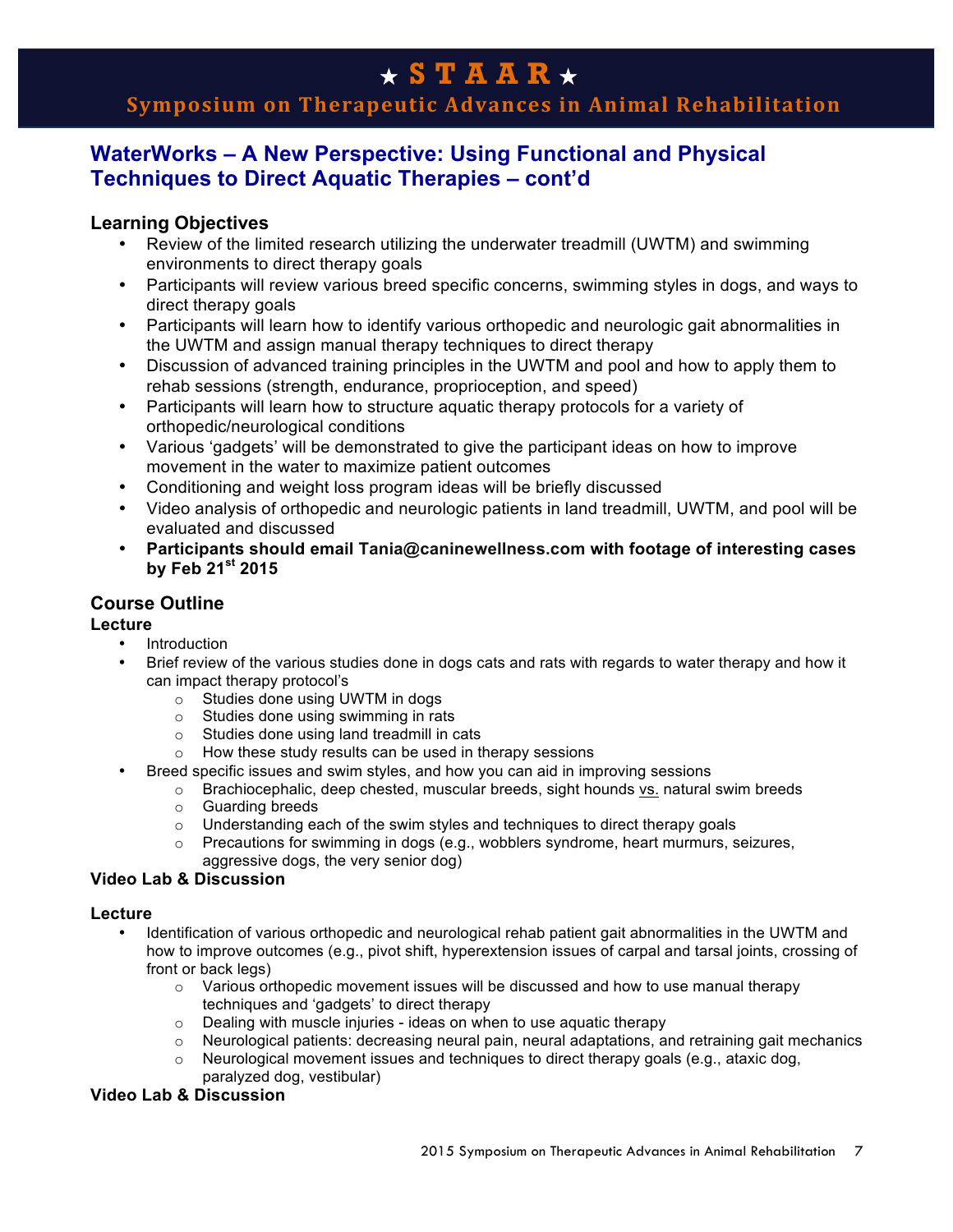## WaterWorks – A New Perspective: Using Functional and Physical Techniques to Direct Aquatic Therapies – cont'd

### Learning Objectives

- Review of the limited research utilizing the underwater treadmill (UWTM) and swimming environments to direct therapy goals
- Participants will review various breed specific concerns, swimming styles in dogs, and ways to direct therapy goals
- Participants will learn how to identify various orthopedic and neurologic gait abnormalities in the UWTM and assign manual therapy techniques to direct therapy
- Discussion of advanced training principles in the UWTM and pool and how to apply them to rehab sessions (strength, endurance, proprioception, and speed)
- Participants will learn how to structure aquatic therapy protocols for a variety of orthopedic/neurological conditions
- Various 'gadgets' will be demonstrated to give the participant ideas on how to improve movement in the water to maximize patient outcomes
- Conditioning and weight loss program ideas will be briefly discussed
- Video analysis of orthopedic and neurologic patients in land treadmill, UWTM, and pool will be evaluated and discussed
- **Participants should email Tania@caninewellness.com with footage of interesting cases by Feb 21st 2015**

### Course Outline

**Lecture**

- Introduction
- Brief review of the various studies done in dogs cats and rats with regards to water therapy and how it can impact therapy protocol's
  - Studies done using UWTM in dogs
  - Studies done using swimming in rats
  - Studies done using land treadmill in cats
  - How these study results can be used in therapy sessions
- Breed specific issues and swim styles, and how you can aid in improving sessions
  - Brachiocephalic, deep chested, muscular breeds, sight hounds vs. natural swim breeds
  - Guarding breeds
  - Understanding each of the swim styles and techniques to direct therapy goals
  - Precautions for swimming in dogs (e.g., wobblers syndrome, heart murmurs, seizures, aggressive dogs, the very senior dog)

**Video Lab & Discussion**

**Lecture**

- Identification of various orthopedic and neurological rehab patient gait abnormalities in the UWTM and how to improve outcomes (e.g., pivot shift, hyperextension issues of carpal and tarsal joints, crossing of front or back legs)
  - Various orthopedic movement issues will be discussed and how to use manual therapy techniques and 'gadgets' to direct therapy
  - Dealing with muscle injuries - ideas on when to use aquatic therapy
  - Neurological patients: decreasing neural pain, neural adaptations, and retraining gait mechanics
  - Neurological movement issues and techniques to direct therapy goals (e.g., ataxic dog, paralyzed dog, vestibular)

**Video Lab & Discussion**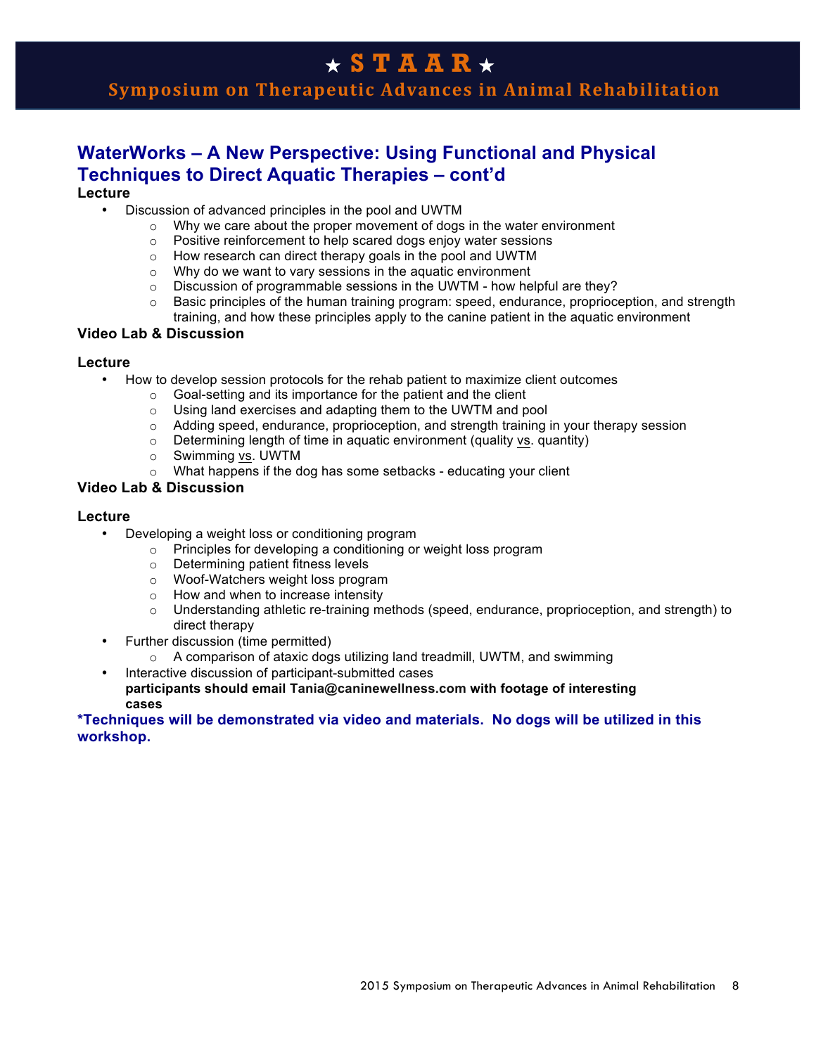## WaterWorks – A New Perspective: Using Functional and Physical Techniques to Direct Aquatic Therapies – cont'd

**Lecture**

- Discussion of advanced principles in the pool and UWTM
  - Why we care about the proper movement of dogs in the water environment
  - Positive reinforcement to help scared dogs enjoy water sessions
  - How research can direct therapy goals in the pool and UWTM
  - Why do we want to vary sessions in the aquatic environment
  - Discussion of programmable sessions in the UWTM - how helpful are they?
  - Basic principles of the human training program: speed, endurance, proprioception, and strength training, and how these principles apply to the canine patient in the aquatic environment

**Video Lab & Discussion**

**Lecture**

- How to develop session protocols for the rehab patient to maximize client outcomes
  - Goal-setting and its importance for the patient and the client
  - Using land exercises and adapting them to the UWTM and pool
  - Adding speed, endurance, proprioception, and strength training in your therapy session
  - Determining length of time in aquatic environment (quality vs. quantity)
  - Swimming vs. UWTM
  - What happens if the dog has some setbacks - educating your client

**Video Lab & Discussion**

**Lecture**

- Developing a weight loss or conditioning program
  - Principles for developing a conditioning or weight loss program
  - Determining patient fitness levels
  - Woof-Watchers weight loss program
  - How and when to increase intensity
  - Understanding athletic re-training methods (speed, endurance, proprioception, and strength) to direct therapy
- Further discussion (time permitted)
  - A comparison of ataxic dogs utilizing land treadmill, UWTM, and swimming
- Interactive discussion of participant-submitted cases
  **participants should email Tania@caninewellness.com with footage of interesting cases**

**\*Techniques will be demonstrated via video and materials. No dogs will be utilized in this workshop.**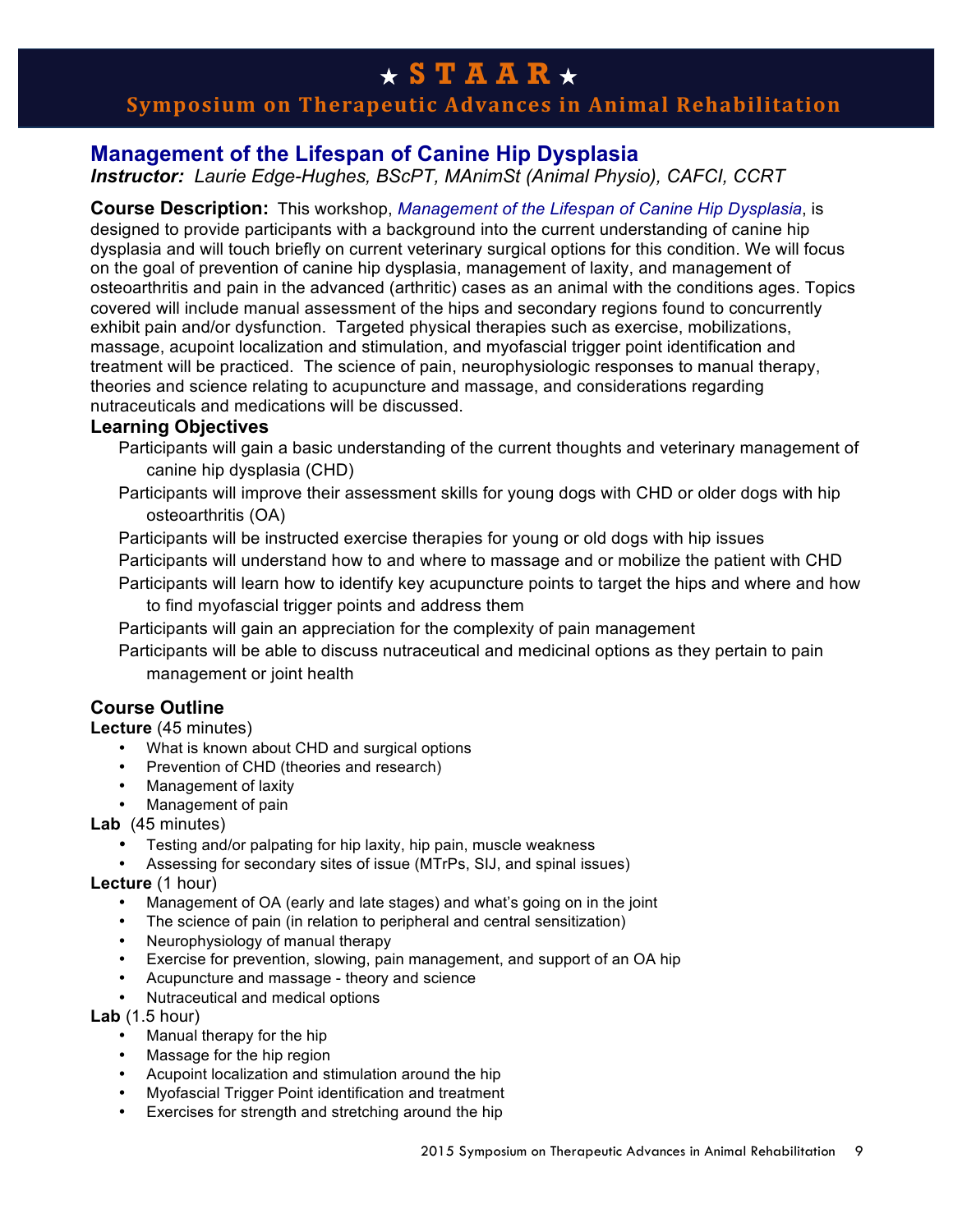# Management of the Lifespan of Canine Hip Dysplasia

***Instructor:*** *Laurie Edge-Hughes, BScPT, MAnimSt (Animal Physio), CAFCI, CCRT*

**Course Description:** This workshop, *Management of the Lifespan of Canine Hip Dysplasia*, is designed to provide participants with a background into the current understanding of canine hip dysplasia and will touch briefly on current veterinary surgical options for this condition. We will focus on the goal of prevention of canine hip dysplasia, management of laxity, and management of osteoarthritis and pain in the advanced (arthritic) cases as an animal with the conditions ages. Topics covered will include manual assessment of the hips and secondary regions found to concurrently exhibit pain and/or dysfunction. Targeted physical therapies such as exercise, mobilizations, massage, acupoint localization and stimulation, and myofascial trigger point identification and treatment will be practiced. The science of pain, neurophysiologic responses to manual therapy, theories and science relating to acupuncture and massage, and considerations regarding nutraceuticals and medications will be discussed.

## Learning Objectives

Participants will gain a basic understanding of the current thoughts and veterinary management of canine hip dysplasia (CHD)

Participants will improve their assessment skills for young dogs with CHD or older dogs with hip osteoarthritis (OA)

Participants will be instructed exercise therapies for young or old dogs with hip issues

Participants will understand how to and where to massage and or mobilize the patient with CHD

Participants will learn how to identify key acupuncture points to target the hips and where and how to find myofascial trigger points and address them

Participants will gain an appreciation for the complexity of pain management

Participants will be able to discuss nutraceutical and medicinal options as they pertain to pain management or joint health

## Course Outline

**Lecture** (45 minutes)

- What is known about CHD and surgical options
- Prevention of CHD (theories and research)
- Management of laxity
- Management of pain

**Lab** (45 minutes)

- Testing and/or palpating for hip laxity, hip pain, muscle weakness
- Assessing for secondary sites of issue (MTrPs, SIJ, and spinal issues)

**Lecture** (1 hour)

- Management of OA (early and late stages) and what's going on in the joint
- The science of pain (in relation to peripheral and central sensitization)
- Neurophysiology of manual therapy
- Exercise for prevention, slowing, pain management, and support of an OA hip
- Acupuncture and massage - theory and science
- Nutraceutical and medical options

**Lab** (1.5 hour)

- Manual therapy for the hip
- Massage for the hip region
- Acupoint localization and stimulation around the hip
- Myofascial Trigger Point identification and treatment
- Exercises for strength and stretching around the hip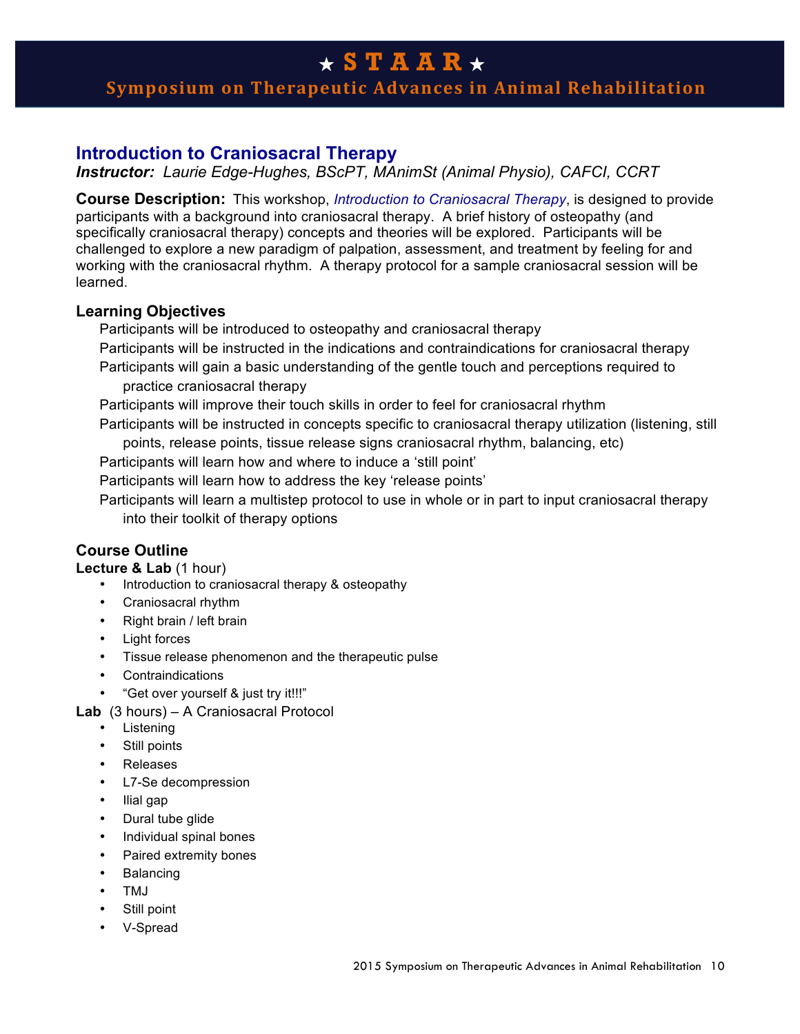# ⋆ S T A A R ⋆

## Symposium on Therapeutic Advances in Animal Rehabilitation

### Introduction to Craniosacral Therapy

***Instructor:*** *Laurie Edge-Hughes, BScPT, MAnimSt (Animal Physio), CAFCI, CCRT*

**Course Description:** This workshop, *Introduction to Craniosacral Therapy*, is designed to provide participants with a background into craniosacral therapy. A brief history of osteopathy (and specifically craniosacral therapy) concepts and theories will be explored. Participants will be challenged to explore a new paradigm of palpation, assessment, and treatment by feeling for and working with the craniosacral rhythm. A therapy protocol for a sample craniosacral session will be learned.

**Learning Objectives**

Participants will be introduced to osteopathy and craniosacral therapy

Participants will be instructed in the indications and contraindications for craniosacral therapy

Participants will gain a basic understanding of the gentle touch and perceptions required to practice craniosacral therapy

Participants will improve their touch skills in order to feel for craniosacral rhythm

Participants will be instructed in concepts specific to craniosacral therapy utilization (listening, still points, release points, tissue release signs craniosacral rhythm, balancing, etc)

Participants will learn how and where to induce a 'still point'

Participants will learn how to address the key 'release points'

Participants will learn a multistep protocol to use in whole or in part to input craniosacral therapy into their toolkit of therapy options

**Course Outline**

**Lecture & Lab** (1 hour)

- Introduction to craniosacral therapy & osteopathy
- Craniosacral rhythm
- Right brain / left brain
- Light forces
- Tissue release phenomenon and the therapeutic pulse
- Contraindications
- "Get over yourself & just try it!!!"

**Lab** (3 hours) – A Craniosacral Protocol

- Listening
- Still points
- Releases
- L7-Se decompression
- Ilial gap
- Dural tube glide
- Individual spinal bones
- Paired extremity bones
- Balancing
- TMJ
- Still point
- V-Spread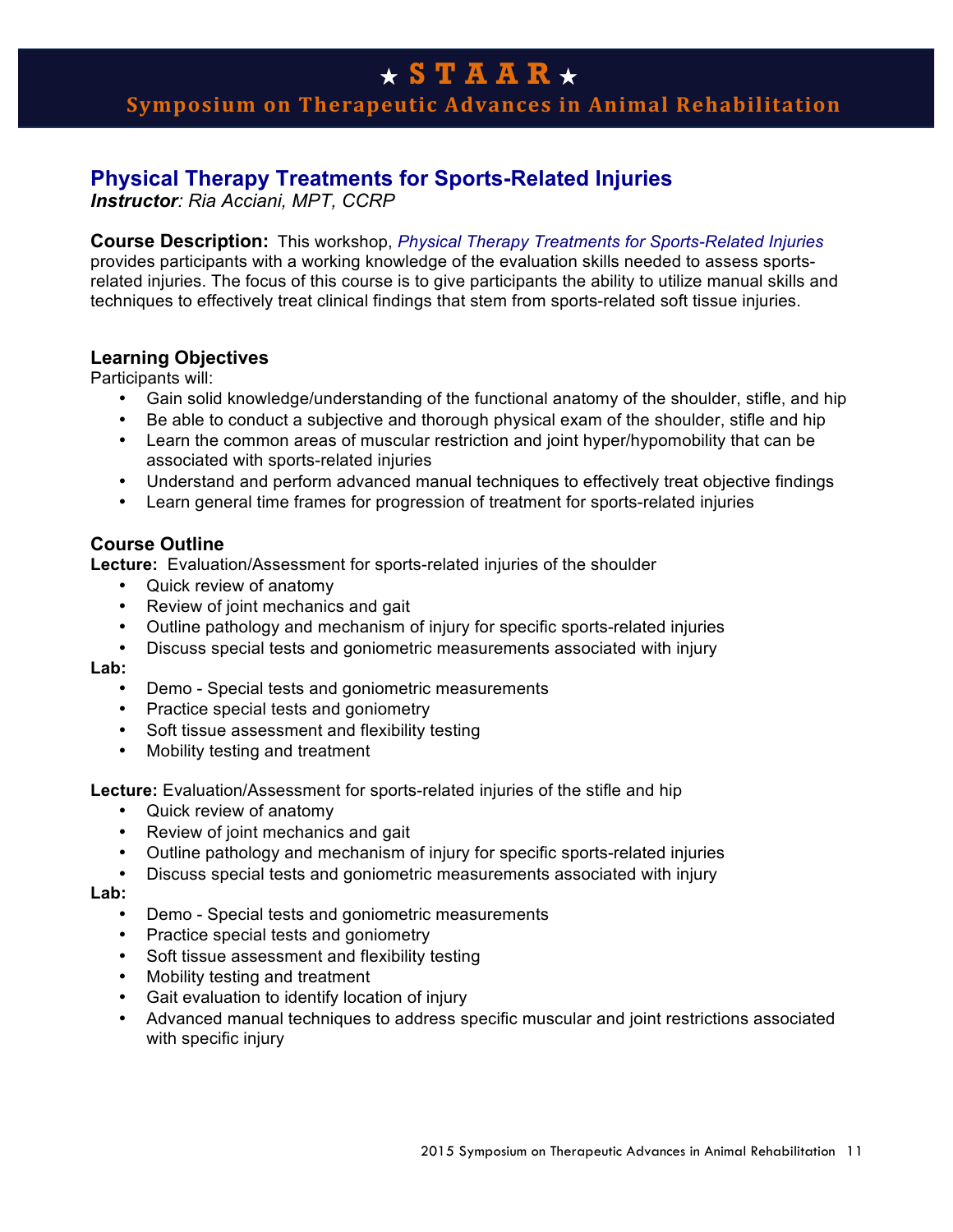# ★ S T A A R ★

## Symposium on Therapeutic Advances in Animal Rehabilitation

### Physical Therapy Treatments for Sports-Related Injuries

***Instructor**: Ria Acciani, MPT, CCRP*

**Course Description:** This workshop, *Physical Therapy Treatments for Sports-Related Injuries* provides participants with a working knowledge of the evaluation skills needed to assess sports-related injuries. The focus of this course is to give participants the ability to utilize manual skills and techniques to effectively treat clinical findings that stem from sports-related soft tissue injuries.

#### Learning Objectives

Participants will:

- Gain solid knowledge/understanding of the functional anatomy of the shoulder, stifle, and hip
- Be able to conduct a subjective and thorough physical exam of the shoulder, stifle and hip
- Learn the common areas of muscular restriction and joint hyper/hypomobility that can be associated with sports-related injuries
- Understand and perform advanced manual techniques to effectively treat objective findings
- Learn general time frames for progression of treatment for sports-related injuries

#### Course Outline

**Lecture:** Evaluation/Assessment for sports-related injuries of the shoulder

- Quick review of anatomy
- Review of joint mechanics and gait
- Outline pathology and mechanism of injury for specific sports-related injuries
- Discuss special tests and goniometric measurements associated with injury

**Lab:**

- Demo - Special tests and goniometric measurements
- Practice special tests and goniometry
- Soft tissue assessment and flexibility testing
- Mobility testing and treatment

**Lecture:** Evaluation/Assessment for sports-related injuries of the stifle and hip

- Quick review of anatomy
- Review of joint mechanics and gait
- Outline pathology and mechanism of injury for specific sports-related injuries
- Discuss special tests and goniometric measurements associated with injury

**Lab:**

- Demo - Special tests and goniometric measurements
- Practice special tests and goniometry
- Soft tissue assessment and flexibility testing
- Mobility testing and treatment
- Gait evaluation to identify location of injury
- Advanced manual techniques to address specific muscular and joint restrictions associated with specific injury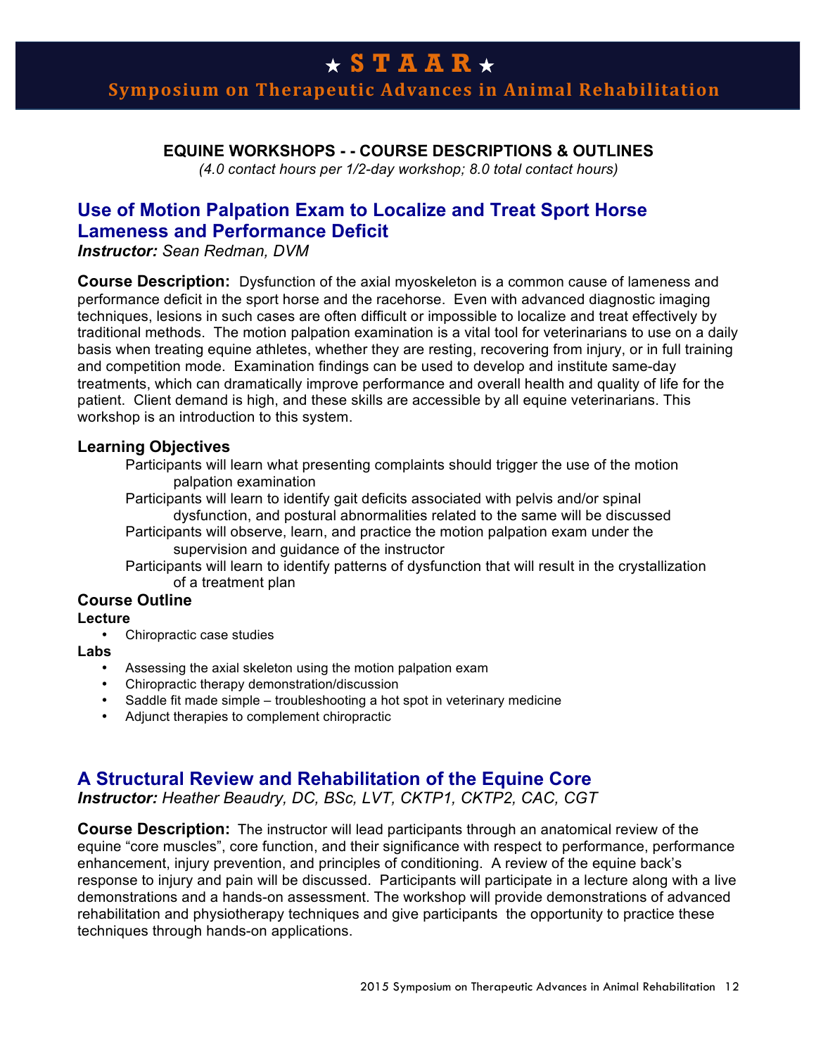# ★ STAAR ★

## Symposium on Therapeutic Advances in Animal Rehabilitation

### EQUINE WORKSHOPS - - COURSE DESCRIPTIONS & OUTLINES

*(4.0 contact hours per 1/2-day workshop; 8.0 total contact hours)*

## Use of Motion Palpation Exam to Localize and Treat Sport Horse Lameness and Performance Deficit

***Instructor:*** *Sean Redman, DVM*

**Course Description:** Dysfunction of the axial myoskeleton is a common cause of lameness and performance deficit in the sport horse and the racehorse. Even with advanced diagnostic imaging techniques, lesions in such cases are often difficult or impossible to localize and treat effectively by traditional methods. The motion palpation examination is a vital tool for veterinarians to use on a daily basis when treating equine athletes, whether they are resting, recovering from injury, or in full training and competition mode. Examination findings can be used to develop and institute same-day treatments, which can dramatically improve performance and overall health and quality of life for the patient. Client demand is high, and these skills are accessible by all equine veterinarians. This workshop is an introduction to this system.

### Learning Objectives

Participants will learn what presenting complaints should trigger the use of the motion palpation examination

Participants will learn to identify gait deficits associated with pelvis and/or spinal dysfunction, and postural abnormalities related to the same will be discussed

Participants will observe, learn, and practice the motion palpation exam under the supervision and guidance of the instructor

Participants will learn to identify patterns of dysfunction that will result in the crystallization of a treatment plan

### Course Outline

**Lecture**

- Chiropractic case studies

**Labs**

- Assessing the axial skeleton using the motion palpation exam
- Chiropractic therapy demonstration/discussion
- Saddle fit made simple – troubleshooting a hot spot in veterinary medicine
- Adjunct therapies to complement chiropractic

## A Structural Review and Rehabilitation of the Equine Core

***Instructor:*** *Heather Beaudry, DC, BSc, LVT, CKTP1, CKTP2, CAC, CGT*

**Course Description:** The instructor will lead participants through an anatomical review of the equine "core muscles", core function, and their significance with respect to performance, performance enhancement, injury prevention, and principles of conditioning. A review of the equine back's response to injury and pain will be discussed. Participants will participate in a lecture along with a live demonstrations and a hands-on assessment. The workshop will provide demonstrations of advanced rehabilitation and physiotherapy techniques and give participants the opportunity to practice these techniques through hands-on applications.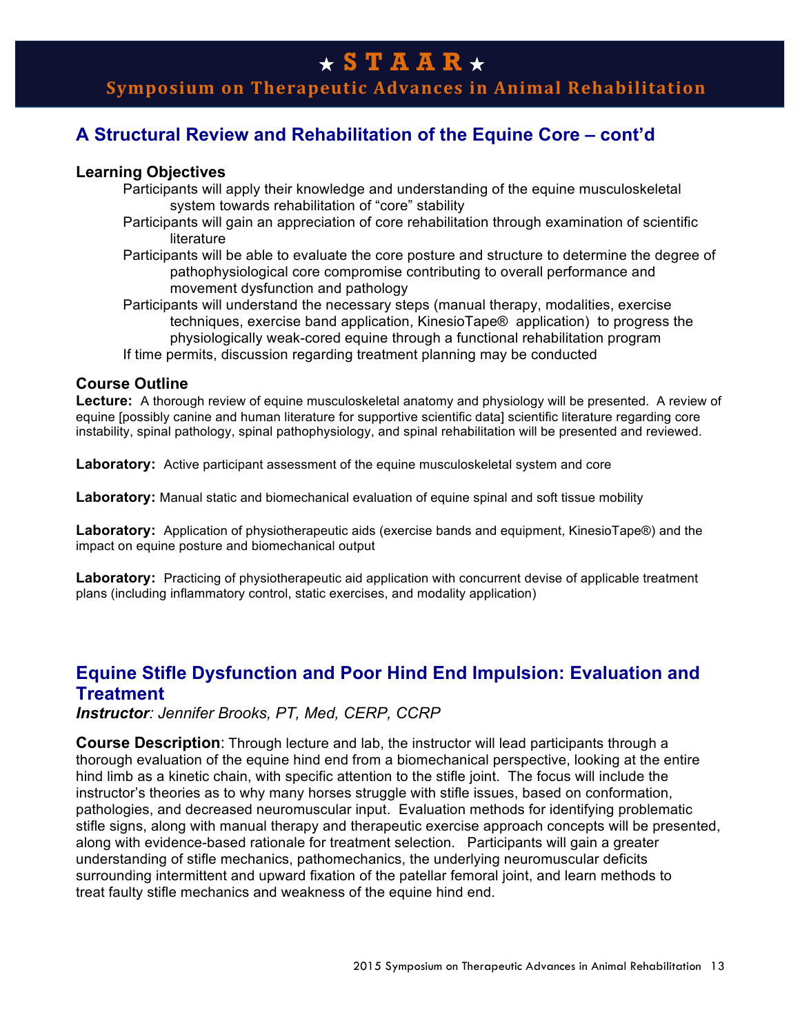## A Structural Review and Rehabilitation of the Equine Core – cont'd

### Learning Objectives

- Participants will apply their knowledge and understanding of the equine musculoskeletal system towards rehabilitation of "core" stability
- Participants will gain an appreciation of core rehabilitation through examination of scientific literature
- Participants will be able to evaluate the core posture and structure to determine the degree of pathophysiological core compromise contributing to overall performance and movement dysfunction and pathology
- Participants will understand the necessary steps (manual therapy, modalities, exercise techniques, exercise band application, KinesioTape® application) to progress the physiologically weak-cored equine through a functional rehabilitation program
- If time permits, discussion regarding treatment planning may be conducted

### Course Outline

**Lecture:** A thorough review of equine musculoskeletal anatomy and physiology will be presented. A review of equine [possibly canine and human literature for supportive scientific data] scientific literature regarding core instability, spinal pathology, spinal pathophysiology, and spinal rehabilitation will be presented and reviewed.

**Laboratory:** Active participant assessment of the equine musculoskeletal system and core

**Laboratory:** Manual static and biomechanical evaluation of equine spinal and soft tissue mobility

**Laboratory:** Application of physiotherapeutic aids (exercise bands and equipment, KinesioTape®) and the impact on equine posture and biomechanical output

**Laboratory:** Practicing of physiotherapeutic aid application with concurrent devise of applicable treatment plans (including inflammatory control, static exercises, and modality application)

## Equine Stifle Dysfunction and Poor Hind End Impulsion: Evaluation and Treatment

***Instructor**: Jennifer Brooks, PT, Med, CERP, CCRP*

**Course Description**: Through lecture and lab, the instructor will lead participants through a thorough evaluation of the equine hind end from a biomechanical perspective, looking at the entire hind limb as a kinetic chain, with specific attention to the stifle joint. The focus will include the instructor's theories as to why many horses struggle with stifle issues, based on conformation, pathologies, and decreased neuromuscular input. Evaluation methods for identifying problematic stifle signs, along with manual therapy and therapeutic exercise approach concepts will be presented, along with evidence-based rationale for treatment selection. Participants will gain a greater understanding of stifle mechanics, pathomechanics, the underlying neuromuscular deficits surrounding intermittent and upward fixation of the patellar femoral joint, and learn methods to treat faulty stifle mechanics and weakness of the equine hind end.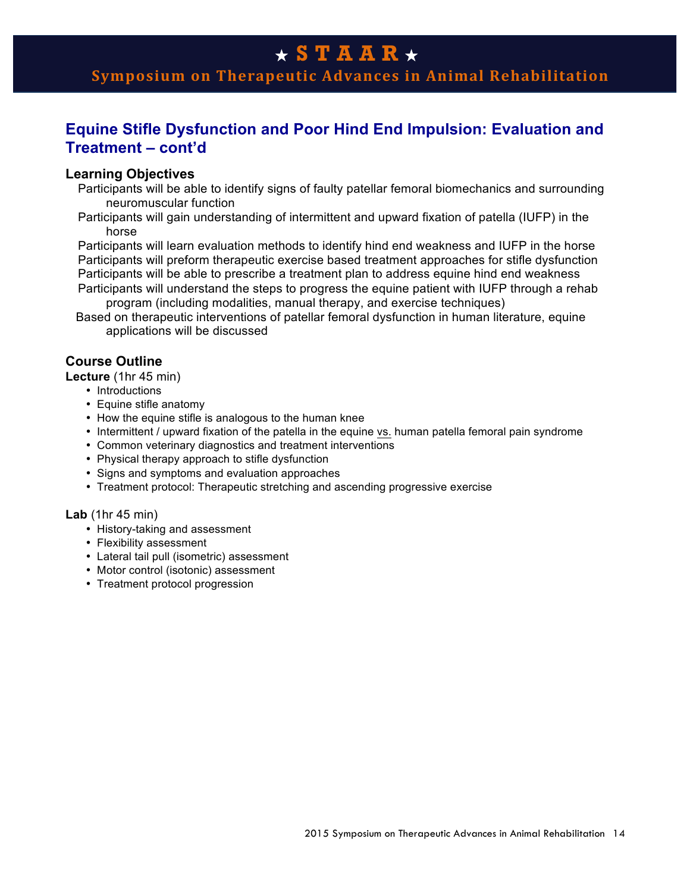## Equine Stifle Dysfunction and Poor Hind End Impulsion: Evaluation and Treatment – cont'd

### Learning Objectives

- Participants will be able to identify signs of faulty patellar femoral biomechanics and surrounding neuromuscular function
- Participants will gain understanding of intermittent and upward fixation of patella (IUFP) in the horse
- Participants will learn evaluation methods to identify hind end weakness and IUFP in the horse
- Participants will preform therapeutic exercise based treatment approaches for stifle dysfunction
- Participants will be able to prescribe a treatment plan to address equine hind end weakness
- Participants will understand the steps to progress the equine patient with IUFP through a rehab program (including modalities, manual therapy, and exercise techniques)
- Based on therapeutic interventions of patellar femoral dysfunction in human literature, equine applications will be discussed

### Course Outline

**Lecture** (1hr 45 min)

- Introductions
- Equine stifle anatomy
- How the equine stifle is analogous to the human knee
- Intermittent / upward fixation of the patella in the equine vs. human patella femoral pain syndrome
- Common veterinary diagnostics and treatment interventions
- Physical therapy approach to stifle dysfunction
- Signs and symptoms and evaluation approaches
- Treatment protocol: Therapeutic stretching and ascending progressive exercise

**Lab** (1hr 45 min)

- History-taking and assessment
- Flexibility assessment
- Lateral tail pull (isometric) assessment
- Motor control (isotonic) assessment
- Treatment protocol progression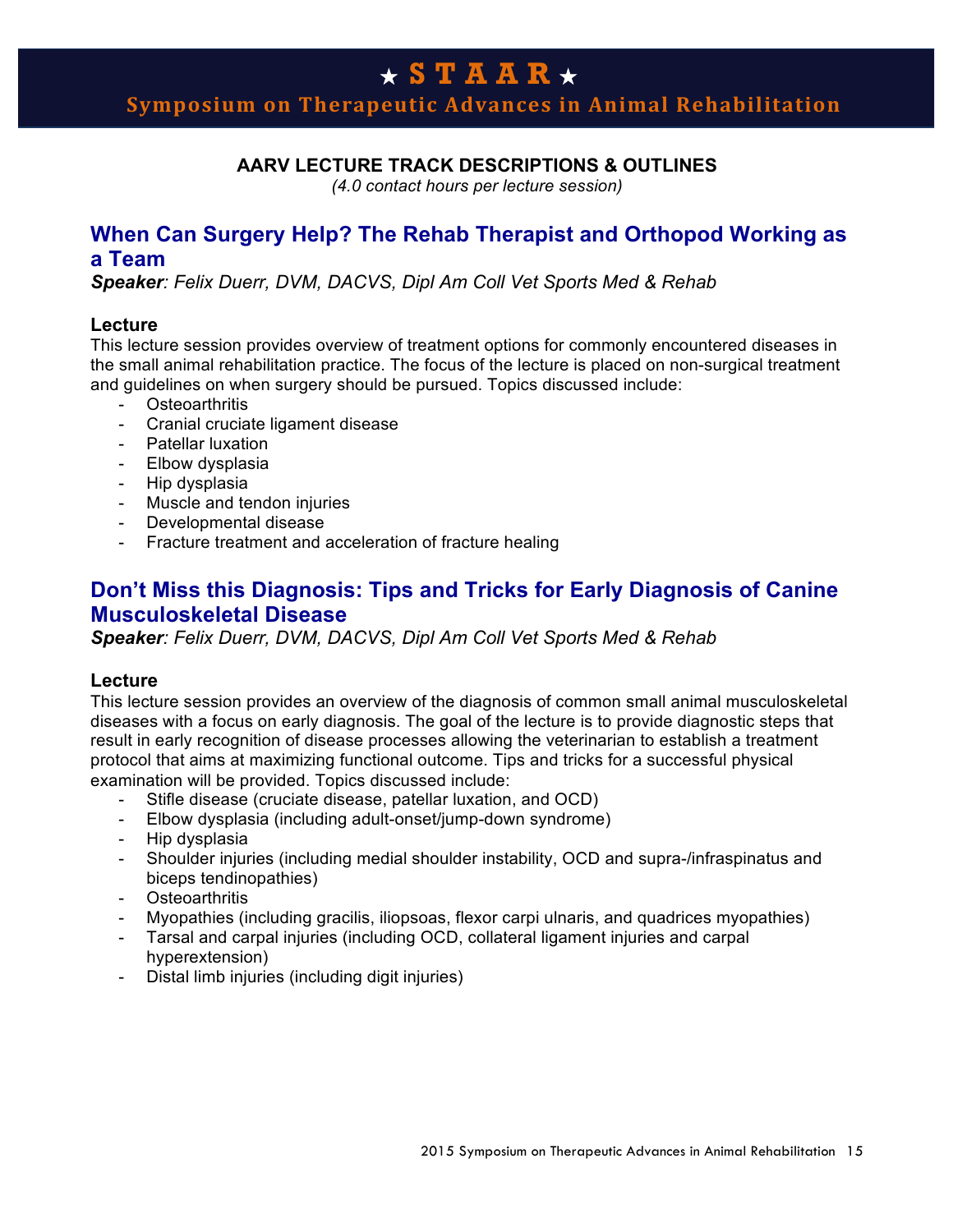# ★ S T A A R ★

## Symposium on Therapeutic Advances in Animal Rehabilitation

### AARV LECTURE TRACK DESCRIPTIONS & OUTLINES

*(4.0 contact hours per lecture session)*

## When Can Surgery Help? The Rehab Therapist and Orthopod Working as a Team

***Speaker**: Felix Duerr, DVM, DACVS, Dipl Am Coll Vet Sports Med & Rehab*

### Lecture

This lecture session provides overview of treatment options for commonly encountered diseases in the small animal rehabilitation practice. The focus of the lecture is placed on non-surgical treatment and guidelines on when surgery should be pursued. Topics discussed include:

- Osteoarthritis
- Cranial cruciate ligament disease
- Patellar luxation
- Elbow dysplasia
- Hip dysplasia
- Muscle and tendon injuries
- Developmental disease
- Fracture treatment and acceleration of fracture healing

## Don't Miss this Diagnosis: Tips and Tricks for Early Diagnosis of Canine Musculoskeletal Disease

***Speaker**: Felix Duerr, DVM, DACVS, Dipl Am Coll Vet Sports Med & Rehab*

### Lecture

This lecture session provides an overview of the diagnosis of common small animal musculoskeletal diseases with a focus on early diagnosis. The goal of the lecture is to provide diagnostic steps that result in early recognition of disease processes allowing the veterinarian to establish a treatment protocol that aims at maximizing functional outcome. Tips and tricks for a successful physical examination will be provided. Topics discussed include:

- Stifle disease (cruciate disease, patellar luxation, and OCD)
- Elbow dysplasia (including adult-onset/jump-down syndrome)
- Hip dysplasia
- Shoulder injuries (including medial shoulder instability, OCD and supra-/infraspinatus and biceps tendinopathies)
- Osteoarthritis
- Myopathies (including gracilis, iliopsoas, flexor carpi ulnaris, and quadrices myopathies)
- Tarsal and carpal injuries (including OCD, collateral ligament injuries and carpal hyperextension)
- Distal limb injuries (including digit injuries)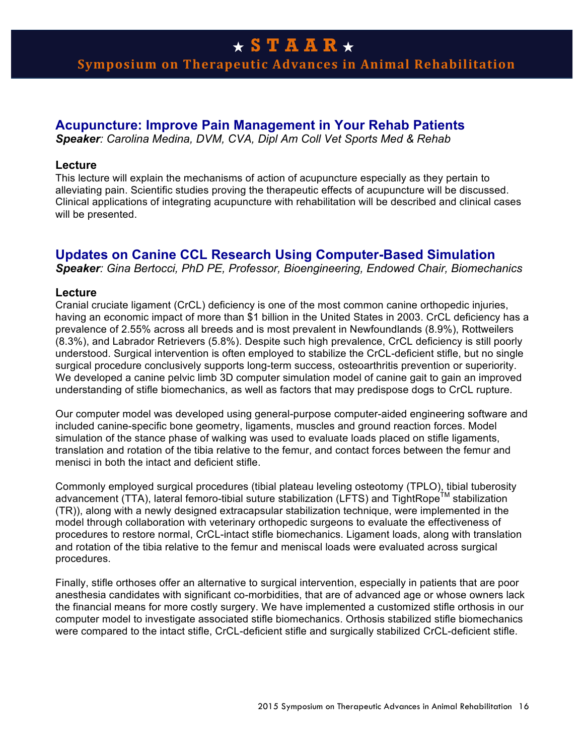## Acupuncture: Improve Pain Management in Your Rehab Patients

***Speaker**: Carolina Medina, DVM, CVA, Dipl Am Coll Vet Sports Med & Rehab*

### Lecture

This lecture will explain the mechanisms of action of acupuncture especially as they pertain to alleviating pain. Scientific studies proving the therapeutic effects of acupuncture will be discussed. Clinical applications of integrating acupuncture with rehabilitation will be described and clinical cases will be presented.

## Updates on Canine CCL Research Using Computer-Based Simulation

***Speaker**: Gina Bertocci, PhD PE, Professor, Bioengineering, Endowed Chair, Biomechanics*

### Lecture

Cranial cruciate ligament (CrCL) deficiency is one of the most common canine orthopedic injuries, having an economic impact of more than $1 billion in the United States in 2003. CrCL deficiency has a prevalence of 2.55% across all breeds and is most prevalent in Newfoundlands (8.9%), Rottweilers (8.3%), and Labrador Retrievers (5.8%). Despite such high prevalence, CrCL deficiency is still poorly understood. Surgical intervention is often employed to stabilize the CrCL-deficient stifle, but no single surgical procedure conclusively supports long-term success, osteoarthritis prevention or superiority. We developed a canine pelvic limb 3D computer simulation model of canine gait to gain an improved understanding of stifle biomechanics, as well as factors that may predispose dogs to CrCL rupture.

Our computer model was developed using general-purpose computer-aided engineering software and included canine-specific bone geometry, ligaments, muscles and ground reaction forces. Model simulation of the stance phase of walking was used to evaluate loads placed on stifle ligaments, translation and rotation of the tibia relative to the femur, and contact forces between the femur and menisci in both the intact and deficient stifle.

Commonly employed surgical procedures (tibial plateau leveling osteotomy (TPLO), tibial tuberosity advancement (TTA), lateral femoro-tibial suture stabilization (LFTS) and TightRope™ stabilization (TR)), along with a newly designed extracapsular stabilization technique, were implemented in the model through collaboration with veterinary orthopedic surgeons to evaluate the effectiveness of procedures to restore normal, CrCL-intact stifle biomechanics. Ligament loads, along with translation and rotation of the tibia relative to the femur and meniscal loads were evaluated across surgical procedures.

Finally, stifle orthoses offer an alternative to surgical intervention, especially in patients that are poor anesthesia candidates with significant co-morbidities, that are of advanced age or whose owners lack the financial means for more costly surgery. We have implemented a customized stifle orthosis in our computer model to investigate associated stifle biomechanics. Orthosis stabilized stifle biomechanics were compared to the intact stifle, CrCL-deficient stifle and surgically stabilized CrCL-deficient stifle.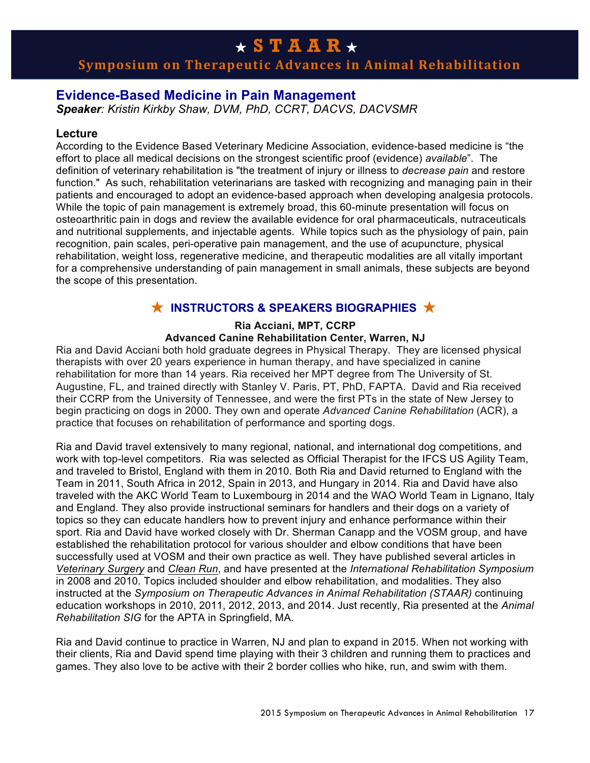# ★ STAAR ★

## Symposium on Therapeutic Advances in Animal Rehabilitation

## Evidence-Based Medicine in Pain Management

***Speaker**: Kristin Kirkby Shaw, DVM, PhD, CCRT, DACVS, DACVSMR*

### Lecture

According to the Evidence Based Veterinary Medicine Association, evidence-based medicine is "the effort to place all medical decisions on the strongest scientific proof (evidence) *available*". The definition of veterinary rehabilitation is "the treatment of injury or illness to *decrease pain* and restore function." As such, rehabilitation veterinarians are tasked with recognizing and managing pain in their patients and encouraged to adopt an evidence-based approach when developing analgesia protocols. While the topic of pain management is extremely broad, this 60-minute presentation will focus on osteoarthritic pain in dogs and review the available evidence for oral pharmaceuticals, nutraceuticals and nutritional supplements, and injectable agents. While topics such as the physiology of pain, pain recognition, pain scales, peri-operative pain management, and the use of acupuncture, physical rehabilitation, weight loss, regenerative medicine, and therapeutic modalities are all vitally important for a comprehensive understanding of pain management in small animals, these subjects are beyond the scope of this presentation.

## ★ INSTRUCTORS & SPEAKERS BIOGRAPHIES ★

**Ria Acciani, MPT, CCRP**
**Advanced Canine Rehabilitation Center, Warren, NJ**

Ria and David Acciani both hold graduate degrees in Physical Therapy. They are licensed physical therapists with over 20 years experience in human therapy, and have specialized in canine rehabilitation for more than 14 years. Ria received her MPT degree from The University of St. Augustine, FL, and trained directly with Stanley V. Paris, PT, PhD, FAPTA. David and Ria received their CCRP from the University of Tennessee, and were the first PTs in the state of New Jersey to begin practicing on dogs in 2000. They own and operate *Advanced Canine Rehabilitation* (ACR), a practice that focuses on rehabilitation of performance and sporting dogs.

Ria and David travel extensively to many regional, national, and international dog competitions, and work with top-level competitors. Ria was selected as Official Therapist for the IFCS US Agility Team, and traveled to Bristol, England with them in 2010. Both Ria and David returned to England with the Team in 2011, South Africa in 2012, Spain in 2013, and Hungary in 2014. Ria and David have also traveled with the AKC World Team to Luxembourg in 2014 and the WAO World Team in Lignano, Italy and England. They also provide instructional seminars for handlers and their dogs on a variety of topics so they can educate handlers how to prevent injury and enhance performance within their sport. Ria and David have worked closely with Dr. Sherman Canapp and the VOSM group, and have established the rehabilitation protocol for various shoulder and elbow conditions that have been successfully used at VOSM and their own practice as well. They have published several articles in *Veterinary Surgery* and *Clean Run*, and have presented at the *International Rehabilitation Symposium* in 2008 and 2010. Topics included shoulder and elbow rehabilitation, and modalities. They also instructed at the *Symposium on Therapeutic Advances in Animal Rehabilitation (STAAR)* continuing education workshops in 2010, 2011, 2012, 2013, and 2014. Just recently, Ria presented at the *Animal Rehabilitation SIG* for the APTA in Springfield, MA.

Ria and David continue to practice in Warren, NJ and plan to expand in 2015. When not working with their clients, Ria and David spend time playing with their 3 children and running them to practices and games. They also love to be active with their 2 border collies who hike, run, and swim with them.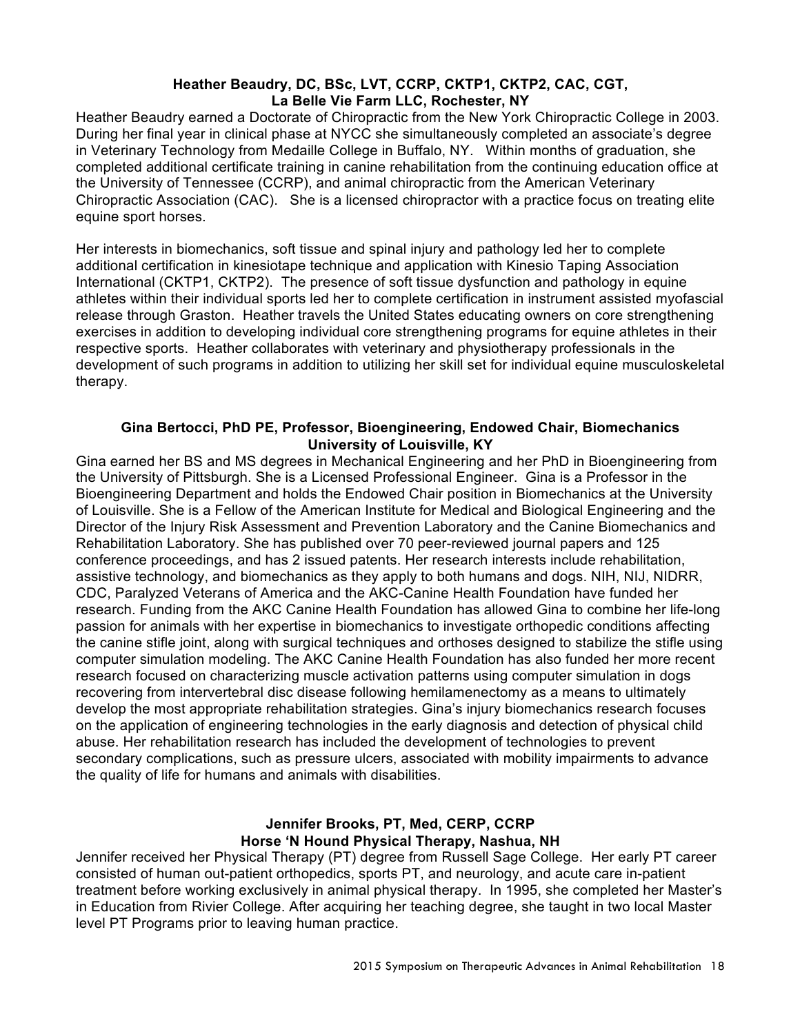**Heather Beaudry, DC, BSc, LVT, CCRP, CKTP1, CKTP2, CAC, CGT,**
**La Belle Vie Farm LLC, Rochester, NY**

Heather Beaudry earned a Doctorate of Chiropractic from the New York Chiropractic College in 2003. During her final year in clinical phase at NYCC she simultaneously completed an associate's degree in Veterinary Technology from Medaille College in Buffalo, NY. Within months of graduation, she completed additional certificate training in canine rehabilitation from the continuing education office at the University of Tennessee (CCRP), and animal chiropractic from the American Veterinary Chiropractic Association (CAC). She is a licensed chiropractor with a practice focus on treating elite equine sport horses.

Her interests in biomechanics, soft tissue and spinal injury and pathology led her to complete additional certification in kinesiotape technique and application with Kinesio Taping Association International (CKTP1, CKTP2). The presence of soft tissue dysfunction and pathology in equine athletes within their individual sports led her to complete certification in instrument assisted myofascial release through Graston. Heather travels the United States educating owners on core strengthening exercises in addition to developing individual core strengthening programs for equine athletes in their respective sports. Heather collaborates with veterinary and physiotherapy professionals in the development of such programs in addition to utilizing her skill set for individual equine musculoskeletal therapy.

**Gina Bertocci, PhD PE, Professor, Bioengineering, Endowed Chair, Biomechanics**
**University of Louisville, KY**

Gina earned her BS and MS degrees in Mechanical Engineering and her PhD in Bioengineering from the University of Pittsburgh. She is a Licensed Professional Engineer. Gina is a Professor in the Bioengineering Department and holds the Endowed Chair position in Biomechanics at the University of Louisville. She is a Fellow of the American Institute for Medical and Biological Engineering and the Director of the Injury Risk Assessment and Prevention Laboratory and the Canine Biomechanics and Rehabilitation Laboratory. She has published over 70 peer-reviewed journal papers and 125 conference proceedings, and has 2 issued patents. Her research interests include rehabilitation, assistive technology, and biomechanics as they apply to both humans and dogs. NIH, NIJ, NIDRR, CDC, Paralyzed Veterans of America and the AKC-Canine Health Foundation have funded her research. Funding from the AKC Canine Health Foundation has allowed Gina to combine her life-long passion for animals with her expertise in biomechanics to investigate orthopedic conditions affecting the canine stifle joint, along with surgical techniques and orthoses designed to stabilize the stifle using computer simulation modeling. The AKC Canine Health Foundation has also funded her more recent research focused on characterizing muscle activation patterns using computer simulation in dogs recovering from intervertebral disc disease following hemilamenectomy as a means to ultimately develop the most appropriate rehabilitation strategies. Gina's injury biomechanics research focuses on the application of engineering technologies in the early diagnosis and detection of physical child abuse. Her rehabilitation research has included the development of technologies to prevent secondary complications, such as pressure ulcers, associated with mobility impairments to advance the quality of life for humans and animals with disabilities.

**Jennifer Brooks, PT, Med, CERP, CCRP**
**Horse 'N Hound Physical Therapy, Nashua, NH**

Jennifer received her Physical Therapy (PT) degree from Russell Sage College. Her early PT career consisted of human out-patient orthopedics, sports PT, and neurology, and acute care in-patient treatment before working exclusively in animal physical therapy. In 1995, she completed her Master's in Education from Rivier College. After acquiring her teaching degree, she taught in two local Master level PT Programs prior to leaving human practice.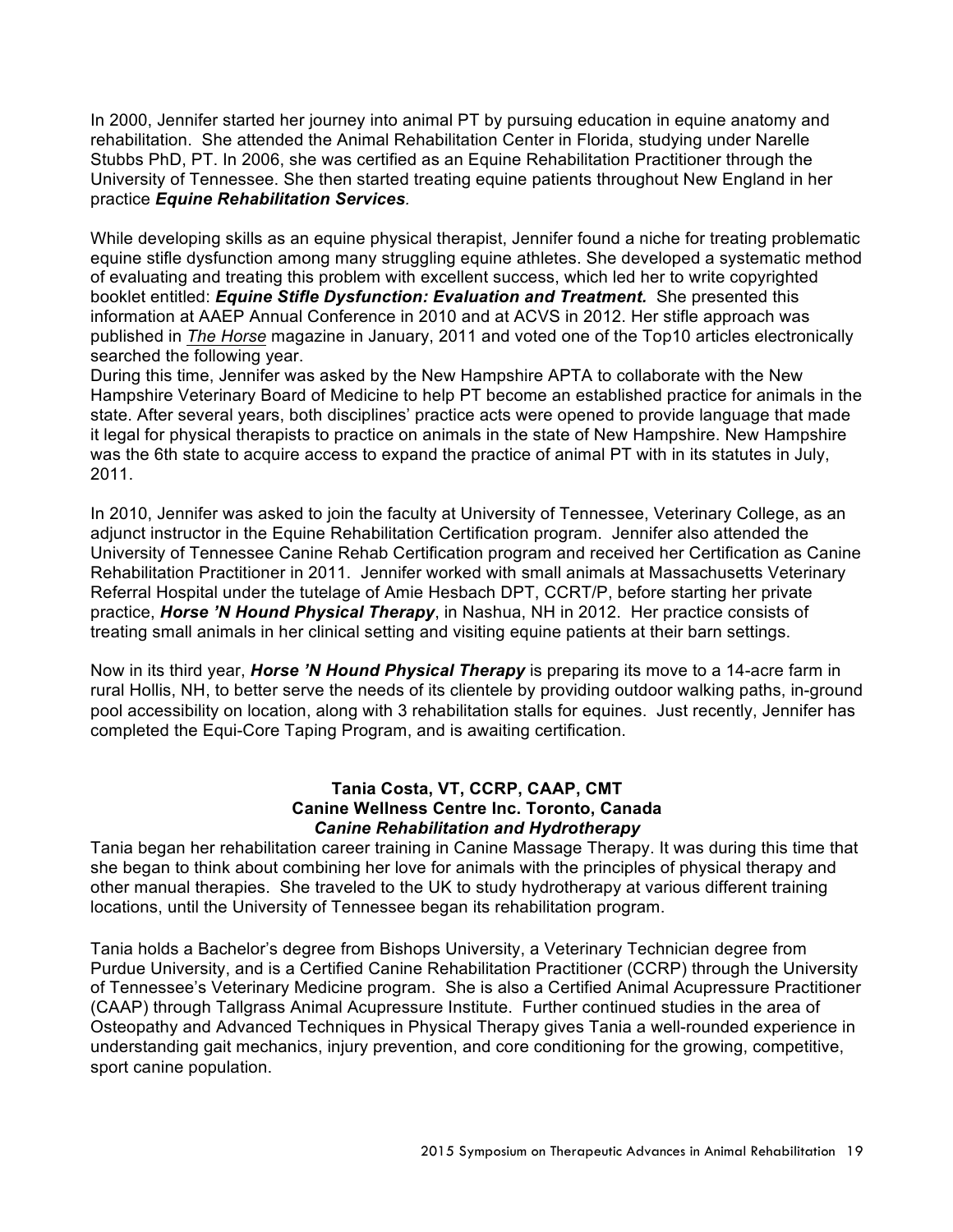In 2000, Jennifer started her journey into animal PT by pursuing education in equine anatomy and rehabilitation. She attended the Animal Rehabilitation Center in Florida, studying under Narelle Stubbs PhD, PT. In 2006, she was certified as an Equine Rehabilitation Practitioner through the University of Tennessee. She then started treating equine patients throughout New England in her practice ***Equine Rehabilitation Services***.

While developing skills as an equine physical therapist, Jennifer found a niche for treating problematic equine stifle dysfunction among many struggling equine athletes. She developed a systematic method of evaluating and treating this problem with excellent success, which led her to write copyrighted booklet entitled: ***Equine Stifle Dysfunction: Evaluation and Treatment.*** She presented this information at AAEP Annual Conference in 2010 and at ACVS in 2012. Her stifle approach was published in *The Horse* magazine in January, 2011 and voted one of the Top10 articles electronically searched the following year.

During this time, Jennifer was asked by the New Hampshire APTA to collaborate with the New Hampshire Veterinary Board of Medicine to help PT become an established practice for animals in the state. After several years, both disciplines' practice acts were opened to provide language that made it legal for physical therapists to practice on animals in the state of New Hampshire. New Hampshire was the 6th state to acquire access to expand the practice of animal PT with in its statutes in July, 2011.

In 2010, Jennifer was asked to join the faculty at University of Tennessee, Veterinary College, as an adjunct instructor in the Equine Rehabilitation Certification program. Jennifer also attended the University of Tennessee Canine Rehab Certification program and received her Certification as Canine Rehabilitation Practitioner in 2011. Jennifer worked with small animals at Massachusetts Veterinary Referral Hospital under the tutelage of Amie Hesbach DPT, CCRT/P, before starting her private practice, ***Horse 'N Hound Physical Therapy***, in Nashua, NH in 2012. Her practice consists of treating small animals in her clinical setting and visiting equine patients at their barn settings.

Now in its third year, ***Horse 'N Hound Physical Therapy*** is preparing its move to a 14-acre farm in rural Hollis, NH, to better serve the needs of its clientele by providing outdoor walking paths, in-ground pool accessibility on location, along with 3 rehabilitation stalls for equines. Just recently, Jennifer has completed the Equi-Core Taping Program, and is awaiting certification.

### Tania Costa, VT, CCRP, CAAP, CMT
### Canine Wellness Centre Inc. Toronto, Canada
### *Canine Rehabilitation and Hydrotherapy*

Tania began her rehabilitation career training in Canine Massage Therapy. It was during this time that she began to think about combining her love for animals with the principles of physical therapy and other manual therapies. She traveled to the UK to study hydrotherapy at various different training locations, until the University of Tennessee began its rehabilitation program.

Tania holds a Bachelor's degree from Bishops University, a Veterinary Technician degree from Purdue University, and is a Certified Canine Rehabilitation Practitioner (CCRP) through the University of Tennessee's Veterinary Medicine program. She is also a Certified Animal Acupressure Practitioner (CAAP) through Tallgrass Animal Acupressure Institute. Further continued studies in the area of Osteopathy and Advanced Techniques in Physical Therapy gives Tania a well-rounded experience in understanding gait mechanics, injury prevention, and core conditioning for the growing, competitive, sport canine population.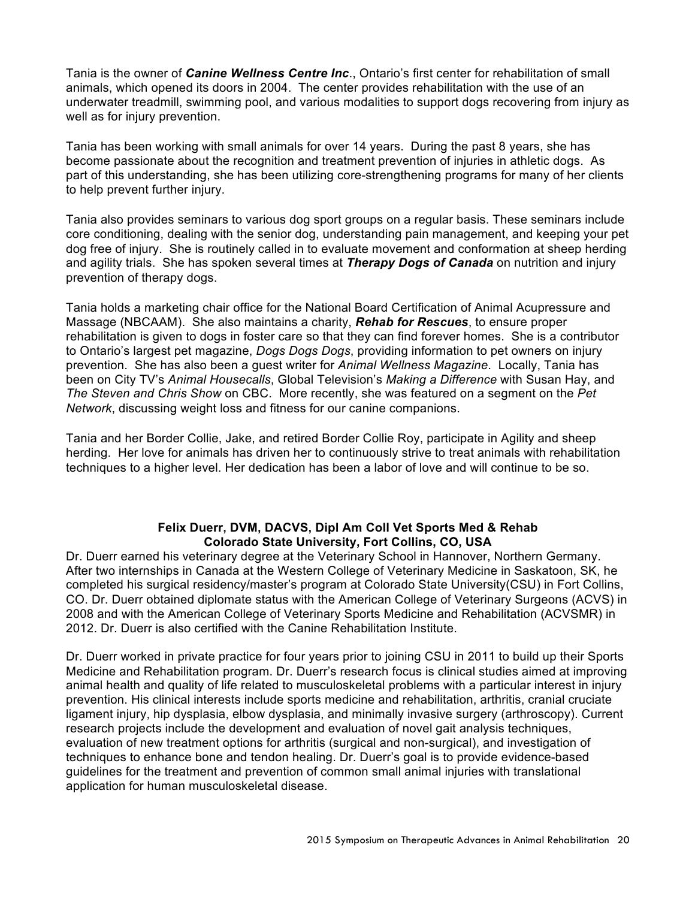Tania is the owner of ***Canine Wellness Centre Inc***., Ontario's first center for rehabilitation of small animals, which opened its doors in 2004. The center provides rehabilitation with the use of an underwater treadmill, swimming pool, and various modalities to support dogs recovering from injury as well as for injury prevention.

Tania has been working with small animals for over 14 years. During the past 8 years, she has become passionate about the recognition and treatment prevention of injuries in athletic dogs. As part of this understanding, she has been utilizing core-strengthening programs for many of her clients to help prevent further injury.

Tania also provides seminars to various dog sport groups on a regular basis. These seminars include core conditioning, dealing with the senior dog, understanding pain management, and keeping your pet dog free of injury. She is routinely called in to evaluate movement and conformation at sheep herding and agility trials. She has spoken several times at ***Therapy Dogs of Canada*** on nutrition and injury prevention of therapy dogs.

Tania holds a marketing chair office for the National Board Certification of Animal Acupressure and Massage (NBCAAM). She also maintains a charity, ***Rehab for Rescues***, to ensure proper rehabilitation is given to dogs in foster care so that they can find forever homes. She is a contributor to Ontario's largest pet magazine, *Dogs Dogs Dogs*, providing information to pet owners on injury prevention. She has also been a guest writer for *Animal Wellness Magazine*. Locally, Tania has been on City TV's *Animal Housecalls*, Global Television's *Making a Difference* with Susan Hay, and *The Steven and Chris Show* on CBC. More recently, she was featured on a segment on the *Pet Network*, discussing weight loss and fitness for our canine companions.

Tania and her Border Collie, Jake, and retired Border Collie Roy, participate in Agility and sheep herding. Her love for animals has driven her to continuously strive to treat animals with rehabilitation techniques to a higher level. Her dedication has been a labor of love and will continue to be so.

**Felix Duerr, DVM, DACVS, Dipl Am Coll Vet Sports Med & Rehab**
**Colorado State University, Fort Collins, CO, USA**

Dr. Duerr earned his veterinary degree at the Veterinary School in Hannover, Northern Germany. After two internships in Canada at the Western College of Veterinary Medicine in Saskatoon, SK, he completed his surgical residency/master's program at Colorado State University(CSU) in Fort Collins, CO. Dr. Duerr obtained diplomate status with the American College of Veterinary Surgeons (ACVS) in 2008 and with the American College of Veterinary Sports Medicine and Rehabilitation (ACVSMR) in 2012. Dr. Duerr is also certified with the Canine Rehabilitation Institute.

Dr. Duerr worked in private practice for four years prior to joining CSU in 2011 to build up their Sports Medicine and Rehabilitation program. Dr. Duerr's research focus is clinical studies aimed at improving animal health and quality of life related to musculoskeletal problems with a particular interest in injury prevention. His clinical interests include sports medicine and rehabilitation, arthritis, cranial cruciate ligament injury, hip dysplasia, elbow dysplasia, and minimally invasive surgery (arthroscopy). Current research projects include the development and evaluation of novel gait analysis techniques, evaluation of new treatment options for arthritis (surgical and non-surgical), and investigation of techniques to enhance bone and tendon healing. Dr. Duerr's goal is to provide evidence-based guidelines for the treatment and prevention of common small animal injuries with translational application for human musculoskeletal disease.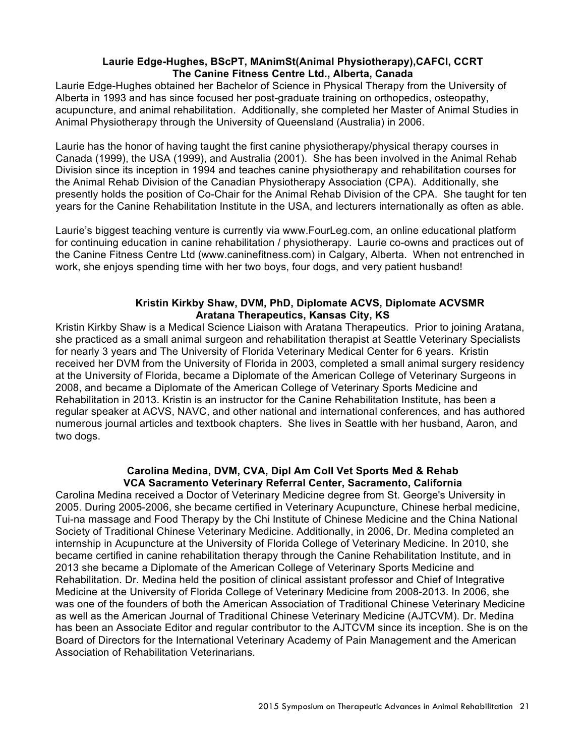**Laurie Edge-Hughes, BScPT, MAnimSt(Animal Physiotherapy),CAFCI, CCRT**
**The Canine Fitness Centre Ltd., Alberta, Canada**

Laurie Edge-Hughes obtained her Bachelor of Science in Physical Therapy from the University of Alberta in 1993 and has since focused her post-graduate training on orthopedics, osteopathy, acupuncture, and animal rehabilitation. Additionally, she completed her Master of Animal Studies in Animal Physiotherapy through the University of Queensland (Australia) in 2006.

Laurie has the honor of having taught the first canine physiotherapy/physical therapy courses in Canada (1999), the USA (1999), and Australia (2001). She has been involved in the Animal Rehab Division since its inception in 1994 and teaches canine physiotherapy and rehabilitation courses for the Animal Rehab Division of the Canadian Physiotherapy Association (CPA). Additionally, she presently holds the position of Co-Chair for the Animal Rehab Division of the CPA. She taught for ten years for the Canine Rehabilitation Institute in the USA, and lecturers internationally as often as able.

Laurie's biggest teaching venture is currently via www.FourLeg.com, an online educational platform for continuing education in canine rehabilitation / physiotherapy. Laurie co-owns and practices out of the Canine Fitness Centre Ltd (www.caninefitness.com) in Calgary, Alberta. When not entrenched in work, she enjoys spending time with her two boys, four dogs, and very patient husband!

**Kristin Kirkby Shaw, DVM, PhD, Diplomate ACVS, Diplomate ACVSMR**
**Aratana Therapeutics, Kansas City, KS**

Kristin Kirkby Shaw is a Medical Science Liaison with Aratana Therapeutics. Prior to joining Aratana, she practiced as a small animal surgeon and rehabilitation therapist at Seattle Veterinary Specialists for nearly 3 years and The University of Florida Veterinary Medical Center for 6 years. Kristin received her DVM from the University of Florida in 2003, completed a small animal surgery residency at the University of Florida, became a Diplomate of the American College of Veterinary Surgeons in 2008, and became a Diplomate of the American College of Veterinary Sports Medicine and Rehabilitation in 2013. Kristin is an instructor for the Canine Rehabilitation Institute, has been a regular speaker at ACVS, NAVC, and other national and international conferences, and has authored numerous journal articles and textbook chapters. She lives in Seattle with her husband, Aaron, and two dogs.

**Carolina Medina, DVM, CVA, Dipl Am Coll Vet Sports Med & Rehab**
**VCA Sacramento Veterinary Referral Center, Sacramento, California**

Carolina Medina received a Doctor of Veterinary Medicine degree from St. George's University in 2005. During 2005-2006, she became certified in Veterinary Acupuncture, Chinese herbal medicine, Tui-na massage and Food Therapy by the Chi Institute of Chinese Medicine and the China National Society of Traditional Chinese Veterinary Medicine. Additionally, in 2006, Dr. Medina completed an internship in Acupuncture at the University of Florida College of Veterinary Medicine. In 2010, she became certified in canine rehabilitation therapy through the Canine Rehabilitation Institute, and in 2013 she became a Diplomate of the American College of Veterinary Sports Medicine and Rehabilitation. Dr. Medina held the position of clinical assistant professor and Chief of Integrative Medicine at the University of Florida College of Veterinary Medicine from 2008-2013. In 2006, she was one of the founders of both the American Association of Traditional Chinese Veterinary Medicine as well as the American Journal of Traditional Chinese Veterinary Medicine (AJTCVM). Dr. Medina has been an Associate Editor and regular contributor to the AJTCVM since its inception. She is on the Board of Directors for the International Veterinary Academy of Pain Management and the American Association of Rehabilitation Veterinarians.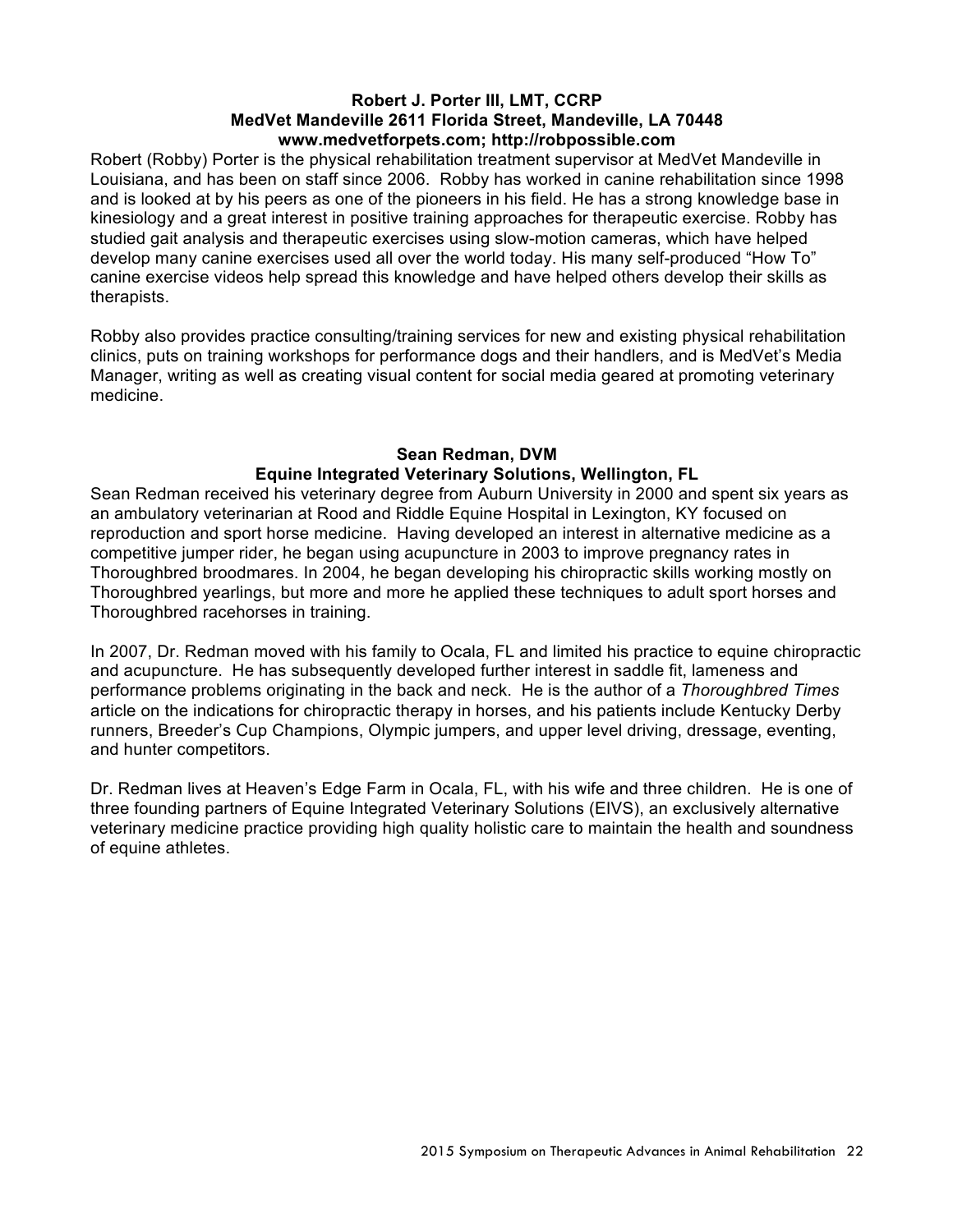**Robert J. Porter III, LMT, CCRP**
**MedVet Mandeville 2611 Florida Street, Mandeville, LA 70448**
**www.medvetforpets.com; http://robpossible.com**

Robert (Robby) Porter is the physical rehabilitation treatment supervisor at MedVet Mandeville in Louisiana, and has been on staff since 2006. Robby has worked in canine rehabilitation since 1998 and is looked at by his peers as one of the pioneers in his field. He has a strong knowledge base in kinesiology and a great interest in positive training approaches for therapeutic exercise. Robby has studied gait analysis and therapeutic exercises using slow-motion cameras, which have helped develop many canine exercises used all over the world today. His many self-produced "How To" canine exercise videos help spread this knowledge and have helped others develop their skills as therapists.

Robby also provides practice consulting/training services for new and existing physical rehabilitation clinics, puts on training workshops for performance dogs and their handlers, and is MedVet's Media Manager, writing as well as creating visual content for social media geared at promoting veterinary medicine.

**Sean Redman, DVM**
**Equine Integrated Veterinary Solutions, Wellington, FL**

Sean Redman received his veterinary degree from Auburn University in 2000 and spent six years as an ambulatory veterinarian at Rood and Riddle Equine Hospital in Lexington, KY focused on reproduction and sport horse medicine. Having developed an interest in alternative medicine as a competitive jumper rider, he began using acupuncture in 2003 to improve pregnancy rates in Thoroughbred broodmares. In 2004, he began developing his chiropractic skills working mostly on Thoroughbred yearlings, but more and more he applied these techniques to adult sport horses and Thoroughbred racehorses in training.

In 2007, Dr. Redman moved with his family to Ocala, FL and limited his practice to equine chiropractic and acupuncture. He has subsequently developed further interest in saddle fit, lameness and performance problems originating in the back and neck. He is the author of a *Thoroughbred Times* article on the indications for chiropractic therapy in horses, and his patients include Kentucky Derby runners, Breeder's Cup Champions, Olympic jumpers, and upper level driving, dressage, eventing, and hunter competitors.

Dr. Redman lives at Heaven's Edge Farm in Ocala, FL, with his wife and three children. He is one of three founding partners of Equine Integrated Veterinary Solutions (EIVS), an exclusively alternative veterinary medicine practice providing high quality holistic care to maintain the health and soundness of equine athletes.